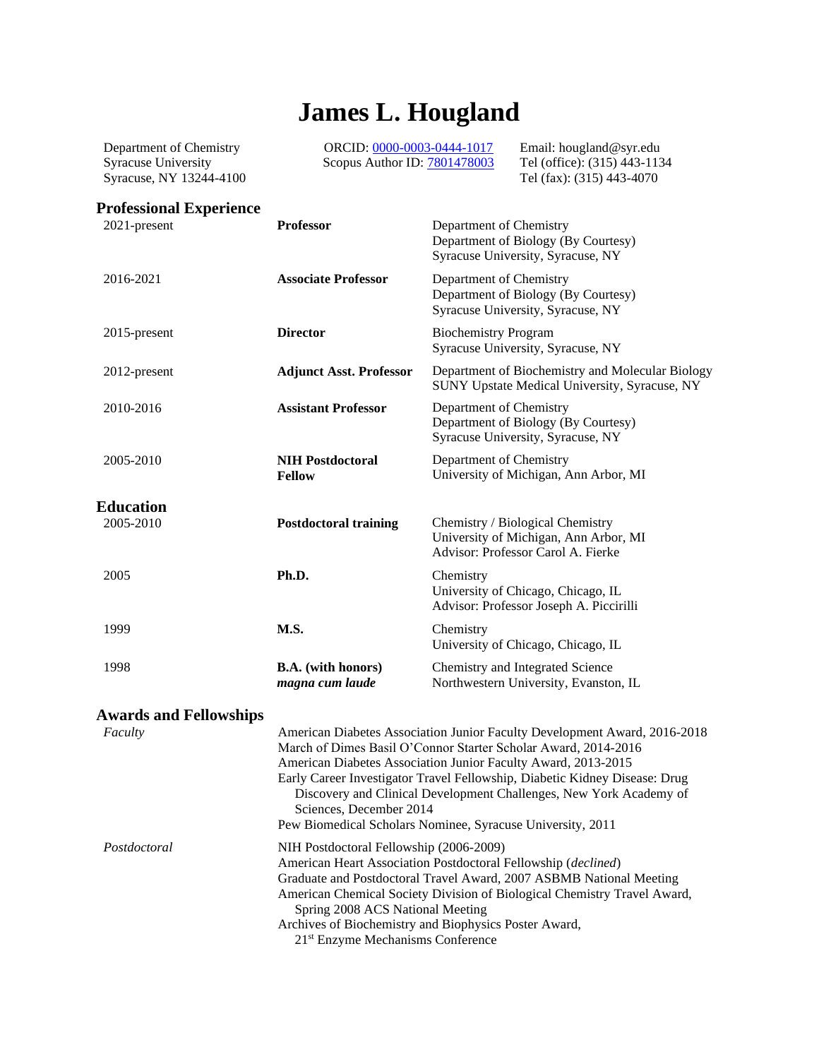# James L. Hougland

Department of Chemistry
Syracuse University
Syracuse, NY 13244-4100

ORCID: 0000-0003-0444-1017
Scopus Author ID: 7801478003

Email: hougland@syr.edu
Tel (office): (315) 443-1134
Tel (fax): (315) 443-4070

## Professional Experience

| | | |
|---|---|---|
| 2021-present | **Professor** | Department of Chemistry<br>Department of Biology (By Courtesy)<br>Syracuse University, Syracuse, NY |
| 2016-2021 | **Associate Professor** | Department of Chemistry<br>Department of Biology (By Courtesy)<br>Syracuse University, Syracuse, NY |
| 2015-present | **Director** | Biochemistry Program<br>Syracuse University, Syracuse, NY |
| 2012-present | **Adjunct Asst. Professor** | Department of Biochemistry and Molecular Biology<br>SUNY Upstate Medical University, Syracuse, NY |
| 2010-2016 | **Assistant Professor** | Department of Chemistry<br>Department of Biology (By Courtesy)<br>Syracuse University, Syracuse, NY |
| 2005-2010 | **NIH Postdoctoral Fellow** | Department of Chemistry<br>University of Michigan, Ann Arbor, MI |

## Education

| | | |
|---|---|---|
| 2005-2010 | **Postdoctoral training** | Chemistry / Biological Chemistry<br>University of Michigan, Ann Arbor, MI<br>Advisor: Professor Carol A. Fierke |
| 2005 | **Ph.D.** | Chemistry<br>University of Chicago, Chicago, IL<br>Advisor: Professor Joseph A. Piccirilli |
| 1999 | **M.S.** | Chemistry<br>University of Chicago, Chicago, IL |
| 1998 | **B.A. (with honors)**<br>***magna cum laude*** | Chemistry and Integrated Science<br>Northwestern University, Evanston, IL |

## Awards and Fellowships

*Faculty*

- American Diabetes Association Junior Faculty Development Award, 2016-2018
- March of Dimes Basil O'Connor Starter Scholar Award, 2014-2016
- American Diabetes Association Junior Faculty Award, 2013-2015
- Early Career Investigator Travel Fellowship, Diabetic Kidney Disease: Drug Discovery and Clinical Development Challenges, New York Academy of Sciences, December 2014
- Pew Biomedical Scholars Nominee, Syracuse University, 2011

*Postdoctoral*

- NIH Postdoctoral Fellowship (2006-2009)
- American Heart Association Postdoctoral Fellowship (*declined*)
- Graduate and Postdoctoral Travel Award, 2007 ASBMB National Meeting
- American Chemical Society Division of Biological Chemistry Travel Award, Spring 2008 ACS National Meeting
- Archives of Biochemistry and Biophysics Poster Award, 21st Enzyme Mechanisms Conference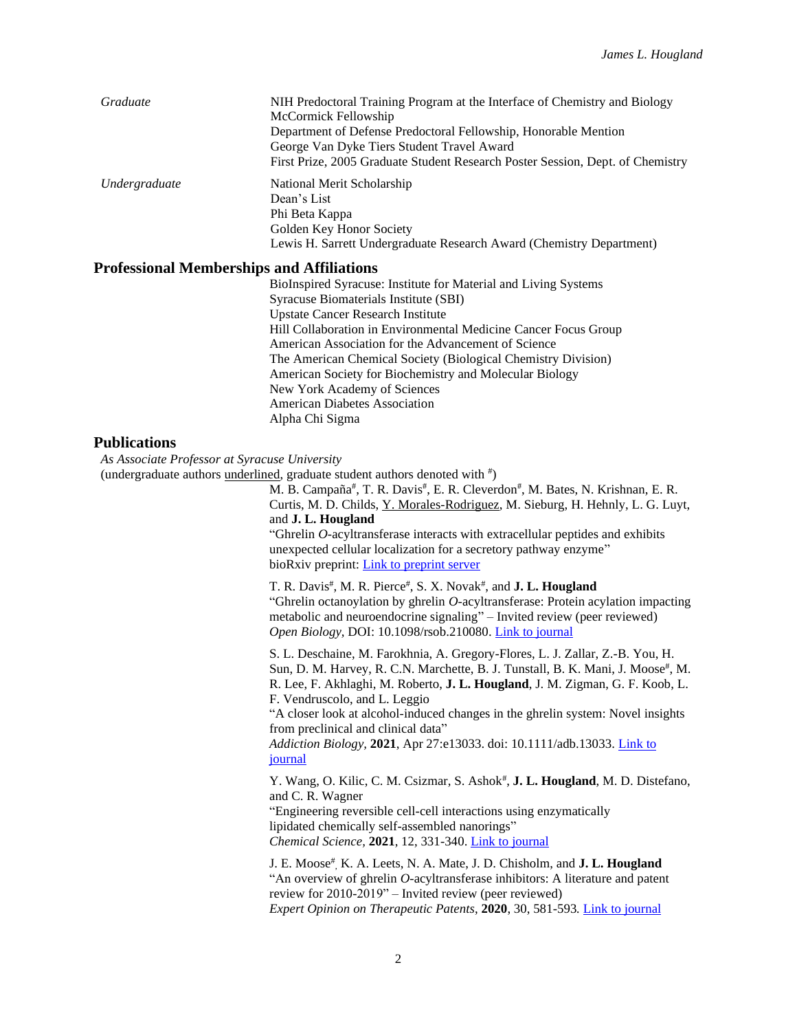*Graduate*

NIH Predoctoral Training Program at the Interface of Chemistry and Biology
McCormick Fellowship
Department of Defense Predoctoral Fellowship, Honorable Mention
George Van Dyke Tiers Student Travel Award
First Prize, 2005 Graduate Student Research Poster Session, Dept. of Chemistry

*Undergraduate*

National Merit Scholarship
Dean's List
Phi Beta Kappa
Golden Key Honor Society
Lewis H. Sarrett Undergraduate Research Award (Chemistry Department)

## Professional Memberships and Affiliations

BioInspired Syracuse: Institute for Material and Living Systems
Syracuse Biomaterials Institute (SBI)
Upstate Cancer Research Institute
Hill Collaboration in Environmental Medicine Cancer Focus Group
American Association for the Advancement of Science
The American Chemical Society (Biological Chemistry Division)
American Society for Biochemistry and Molecular Biology
New York Academy of Sciences
American Diabetes Association
Alpha Chi Sigma

## Publications

*As Associate Professor at Syracuse University*
(undergraduate authors <u>underlined</u>, graduate student authors denoted with #)

M. B. Campaña#, T. R. Davis#, E. R. Cleverdon#, M. Bates, N. Krishnan, E. R. Curtis, M. D. Childs, <u>Y. Morales-Rodriguez</u>, M. Sieburg, H. Hehnly, L. G. Luyt, and **J. L. Hougland**
"Ghrelin *O*-acyltransferase interacts with extracellular peptides and exhibits unexpected cellular localization for a secretory pathway enzyme"
bioRxiv preprint: Link to preprint server

T. R. Davis#, M. R. Pierce#, S. X. Novak#, and **J. L. Hougland**
"Ghrelin octanoylation by ghrelin *O*-acyltransferase: Protein acylation impacting metabolic and neuroendocrine signaling" – Invited review (peer reviewed)
*Open Biology*, DOI: 10.1098/rsob.210080. Link to journal

S. L. Deschaine, M. Farokhnia, A. Gregory-Flores, L. J. Zallar, Z.-B. You, H. Sun, D. M. Harvey, R. C.N. Marchette, B. J. Tunstall, B. K. Mani, J. Moose#, M. R. Lee, F. Akhlaghi, M. Roberto, **J. L. Hougland**, J. M. Zigman, G. F. Koob, L. F. Vendruscolo, and L. Leggio
"A closer look at alcohol-induced changes in the ghrelin system: Novel insights from preclinical and clinical data"
*Addiction Biology*, **2021**, Apr 27:e13033. doi: 10.1111/adb.13033. Link to journal

Y. Wang, O. Kilic, C. M. Csizmar, S. Ashok#, **J. L. Hougland**, M. D. Distefano, and C. R. Wagner
"Engineering reversible cell-cell interactions using enzymatically lipidated chemically self-assembled nanorings"
*Chemical Science*, **2021**, 12, 331-340. Link to journal

J. E. Moose#, K. A. Leets, N. A. Mate, J. D. Chisholm, and **J. L. Hougland**
"An overview of ghrelin *O*-acyltransferase inhibitors: A literature and patent review for 2010-2019" – Invited review (peer reviewed)
*Expert Opinion on Therapeutic Patents*, **2020**, 30, 581-593. Link to journal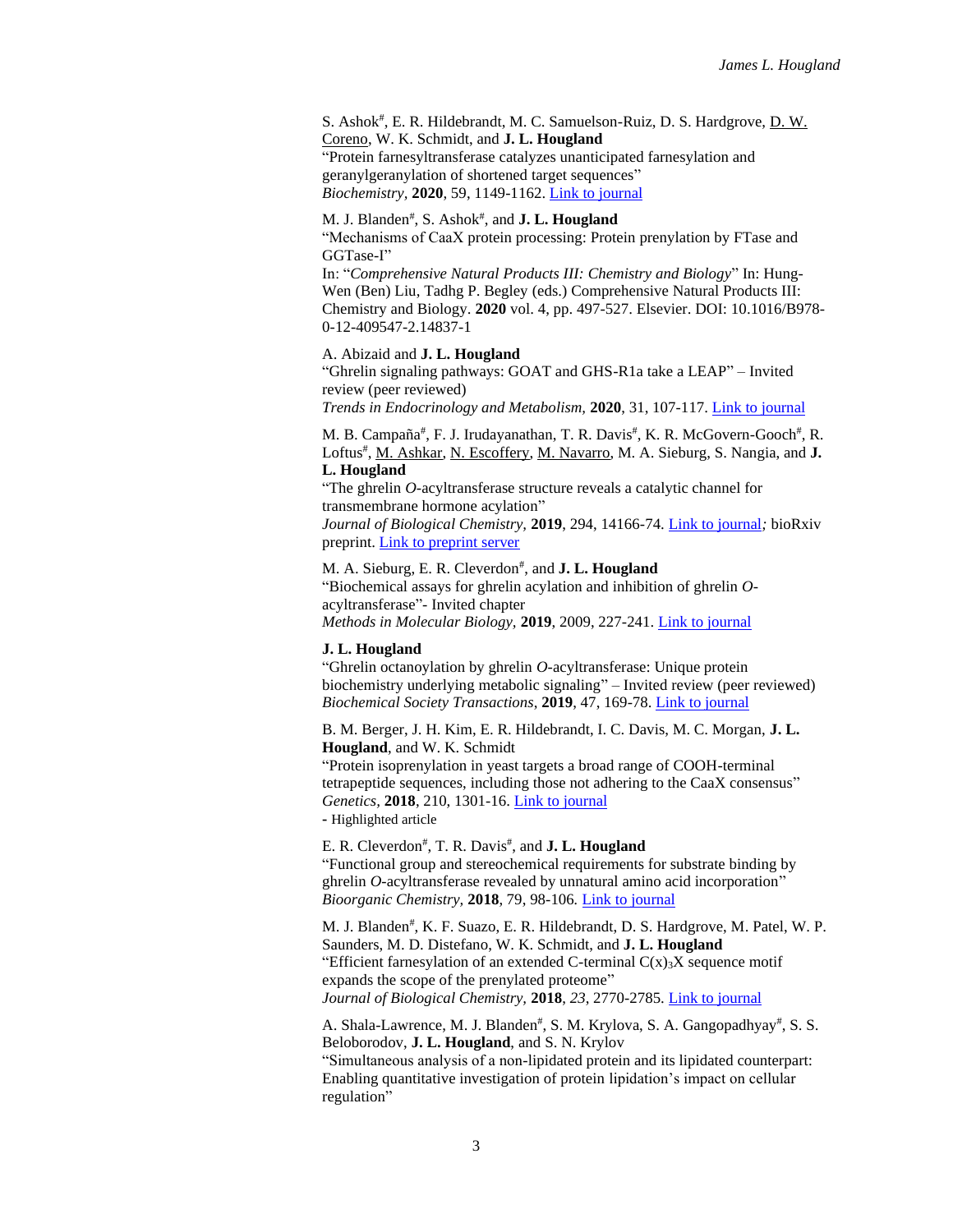S. Ashok[#], E. R. Hildebrandt, M. C. Samuelson-Ruiz, D. S. Hardgrove, D. W. Coreno, W. K. Schmidt, and **J. L. Hougland**
"Protein farnesyltransferase catalyzes unanticipated farnesylation and geranylgeranylation of shortened target sequences"
*Biochemistry*, **2020**, 59, 1149-1162. Link to journal

M. J. Blanden[#], S. Ashok[#], and **J. L. Hougland**
"Mechanisms of CaaX protein processing: Protein prenylation by FTase and GGTase-I"
In: "*Comprehensive Natural Products III: Chemistry and Biology*" In: Hung-Wen (Ben) Liu, Tadhg P. Begley (eds.) Comprehensive Natural Products III: Chemistry and Biology. **2020** vol. 4, pp. 497-527. Elsevier. DOI: 10.1016/B978-0-12-409547-2.14837-1

A. Abizaid and **J. L. Hougland**
"Ghrelin signaling pathways: GOAT and GHS-R1a take a LEAP" – Invited review (peer reviewed)
*Trends in Endocrinology and Metabolism*, **2020**, 31, 107-117. Link to journal

M. B. Campaña[#], F. J. Irudayanathan, T. R. Davis[#], K. R. McGovern-Gooch[#], R. Loftus[#], M. Ashkar, N. Escoffery, M. Navarro, M. A. Sieburg, S. Nangia, and **J. L. Hougland**
"The ghrelin *O*-acyltransferase structure reveals a catalytic channel for transmembrane hormone acylation"
*Journal of Biological Chemistry*, **2019**, 294, 14166-74. Link to journal; bioRxiv preprint. Link to preprint server

M. A. Sieburg, E. R. Cleverdon[#], and **J. L. Hougland**
"Biochemical assays for ghrelin acylation and inhibition of ghrelin *O*-acyltransferase"- Invited chapter
*Methods in Molecular Biology*, **2019**, 2009, 227-241. Link to journal

**J. L. Hougland**
"Ghrelin octanoylation by ghrelin *O*-acyltransferase: Unique protein biochemistry underlying metabolic signaling" – Invited review (peer reviewed)
*Biochemical Society Transactions*, **2019**, 47, 169-78. Link to journal

B. M. Berger, J. H. Kim, E. R. Hildebrandt, I. C. Davis, M. C. Morgan, **J. L. Hougland**, and W. K. Schmidt
"Protein isoprenylation in yeast targets a broad range of COOH-terminal tetrapeptide sequences, including those not adhering to the CaaX consensus"
*Genetics*, **2018**, 210, 1301-16. Link to journal
- Highlighted article

E. R. Cleverdon[#], T. R. Davis[#], and **J. L. Hougland**
"Functional group and stereochemical requirements for substrate binding by ghrelin *O*-acyltransferase revealed by unnatural amino acid incorporation"
*Bioorganic Chemistry*, **2018**, 79, 98-106. Link to journal

M. J. Blanden[#], K. F. Suazo, E. R. Hildebrandt, D. S. Hardgrove, M. Patel, W. P. Saunders, M. D. Distefano, W. K. Schmidt, and **J. L. Hougland**
"Efficient farnesylation of an extended C-terminal $C(x)_3X$ sequence motif expands the scope of the prenylated proteome"
*Journal of Biological Chemistry*, **2018**, *23*, 2770-2785. Link to journal

A. Shala-Lawrence, M. J. Blanden[#], S. M. Krylova, S. A. Gangopadhyay[#], S. S. Beloborodov, **J. L. Hougland**, and S. N. Krylov
"Simultaneous analysis of a non-lipidated protein and its lipidated counterpart: Enabling quantitative investigation of protein lipidation's impact on cellular regulation"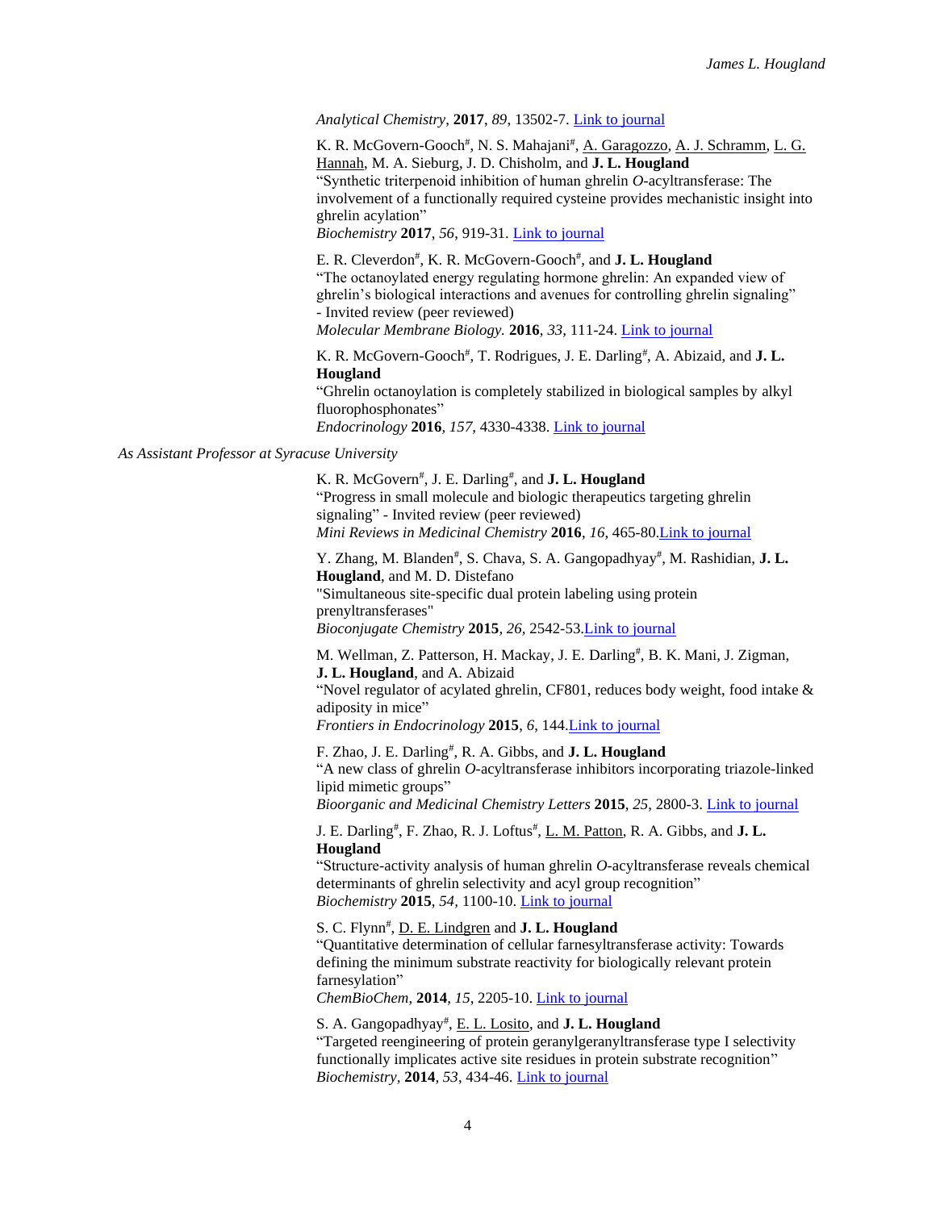*Analytical Chemistry*, **2017**, *89*, 13502-7. Link to journal

K. R. McGovern-Gooch[#], N. S. Mahajani[#], A. Garagozzo, A. J. Schramm, L. G. Hannah, M. A. Sieburg, J. D. Chisholm, and **J. L. Hougland**
"Synthetic triterpenoid inhibition of human ghrelin *O*-acyltransferase: The involvement of a functionally required cysteine provides mechanistic insight into ghrelin acylation"
*Biochemistry* **2017**, *56*, 919-31. Link to journal

E. R. Cleverdon[#], K. R. McGovern-Gooch[#], and **J. L. Hougland**
"The octanoylated energy regulating hormone ghrelin: An expanded view of ghrelin's biological interactions and avenues for controlling ghrelin signaling" - Invited review (peer reviewed)
*Molecular Membrane Biology.* **2016**, *33*, 111-24. Link to journal

K. R. McGovern-Gooch[#], T. Rodrigues, J. E. Darling[#], A. Abizaid, and **J. L. Hougland**
"Ghrelin octanoylation is completely stabilized in biological samples by alkyl fluorophosphonates"
*Endocrinology* **2016**, *157*, 4330-4338. Link to journal

*As Assistant Professor at Syracuse University*

K. R. McGovern[#], J. E. Darling[#], and **J. L. Hougland**
"Progress in small molecule and biologic therapeutics targeting ghrelin signaling" - Invited review (peer reviewed)
*Mini Reviews in Medicinal Chemistry* **2016**, *16*, 465-80. Link to journal

Y. Zhang, M. Blanden[#], S. Chava, S. A. Gangopadhyay[#], M. Rashidian, **J. L. Hougland**, and M. D. Distefano
"Simultaneous site-specific dual protein labeling using protein prenyltransferases"
*Bioconjugate Chemistry* **2015**, *26*, 2542-53. Link to journal

M. Wellman, Z. Patterson, H. Mackay, J. E. Darling[#], B. K. Mani, J. Zigman, **J. L. Hougland**, and A. Abizaid
"Novel regulator of acylated ghrelin, CF801, reduces body weight, food intake & adiposity in mice"
*Frontiers in Endocrinology* **2015**, *6*, 144. Link to journal

F. Zhao, J. E. Darling[#], R. A. Gibbs, and **J. L. Hougland**
"A new class of ghrelin *O*-acyltransferase inhibitors incorporating triazole-linked lipid mimetic groups"
*Bioorganic and Medicinal Chemistry Letters* **2015**, *25*, 2800-3. Link to journal

J. E. Darling[#], F. Zhao, R. J. Loftus[#], L. M. Patton, R. A. Gibbs, and **J. L. Hougland**
"Structure-activity analysis of human ghrelin *O*-acyltransferase reveals chemical determinants of ghrelin selectivity and acyl group recognition"
*Biochemistry* **2015**, *54*, 1100-10. Link to journal

S. C. Flynn[#], D. E. Lindgren and **J. L. Hougland**
"Quantitative determination of cellular farnesyltransferase activity: Towards defining the minimum substrate reactivity for biologically relevant protein farnesylation"
*ChemBioChem*, **2014**, *15*, 2205-10. Link to journal

S. A. Gangopadhyay[#], E. L. Losito, and **J. L. Hougland**
"Targeted reengineering of protein geranylgeranyltransferase type I selectivity functionally implicates active site residues in protein substrate recognition"
*Biochemistry*, **2014**, *53*, 434-46. Link to journal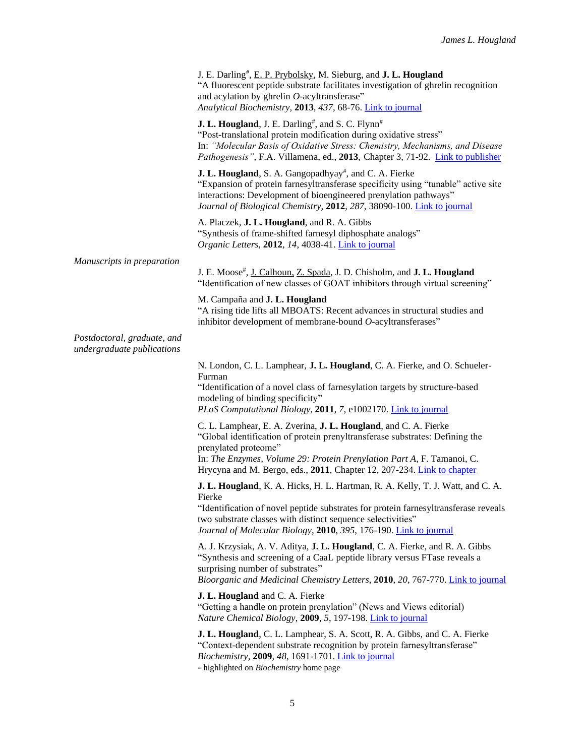J. E. Darling[#], E. P. Prybolsky, M. Sieburg, and **J. L. Hougland**
"A fluorescent peptide substrate facilitates investigation of ghrelin recognition and acylation by ghrelin *O*-acyltransferase"
*Analytical Biochemistry*, **2013**, *437*, 68-76. Link to journal

**J. L. Hougland**, J. E. Darling[#], and S. C. Flynn[#]
"Post-translational protein modification during oxidative stress"
In: *"Molecular Basis of Oxidative Stress: Chemistry, Mechanisms, and Disease Pathogenesis"*, F.A. Villamena, ed., **2013**, Chapter 3, 71-92. Link to publisher

**J. L. Hougland**, S. A. Gangopadhyay[#], and C. A. Fierke
"Expansion of protein farnesyltransferase specificity using "tunable" active site interactions: Development of bioengineered prenylation pathways"
*Journal of Biological Chemistry*, **2012**, *287*, 38090-100. Link to journal

A. Placzek, **J. L. Hougland**, and R. A. Gibbs
"Synthesis of frame-shifted farnesyl diphosphate analogs"
*Organic Letters*, **2012**, *14*, 4038-41. Link to journal

*Manuscripts in preparation*

J. E. Moose[#], J. Calhoun, Z. Spada, J. D. Chisholm, and **J. L. Hougland**
"Identification of new classes of GOAT inhibitors through virtual screening"

M. Campaña and **J. L. Hougland**
"A rising tide lifts all MBOATS: Recent advances in structural studies and inhibitor development of membrane-bound *O*-acyltransferases"

*Postdoctoral, graduate, and undergraduate publications*

N. London, C. L. Lamphear, **J. L. Hougland**, C. A. Fierke, and O. Schueler-Furman
"Identification of a novel class of farnesylation targets by structure-based modeling of binding specificity"
*PLoS Computational Biology*, **2011**, *7*, e1002170. Link to journal

C. L. Lamphear, E. A. Zverina, **J. L. Hougland**, and C. A. Fierke
"Global identification of protein prenyltransferase substrates: Defining the prenylated proteome"
In: *The Enzymes, Volume 29: Protein Prenylation Part A*, F. Tamanoi, C. Hrycyna and M. Bergo, eds., **2011**, Chapter 12, 207-234. Link to chapter

**J. L. Hougland**, K. A. Hicks, H. L. Hartman, R. A. Kelly, T. J. Watt, and C. A. Fierke
"Identification of novel peptide substrates for protein farnesyltransferase reveals two substrate classes with distinct sequence selectivities"
*Journal of Molecular Biology*, **2010**, *395*, 176-190. Link to journal

A. J. Krzysiak, A. V. Aditya, **J. L. Hougland**, C. A. Fierke, and R. A. Gibbs
"Synthesis and screening of a CaaL peptide library versus FTase reveals a surprising number of substrates"
*Bioorganic and Medicinal Chemistry Letters*, **2010**, *20*, 767-770. Link to journal

**J. L. Hougland** and C. A. Fierke
"Getting a handle on protein prenylation" (News and Views editorial)
*Nature Chemical Biology*, **2009**, *5*, 197-198. Link to journal

**J. L. Hougland**, C. L. Lamphear, S. A. Scott, R. A. Gibbs, and C. A. Fierke
"Context-dependent substrate recognition by protein farnesyltransferase"
*Biochemistry*, **2009**, *48*, 1691-1701. Link to journal
- highlighted on *Biochemistry* home page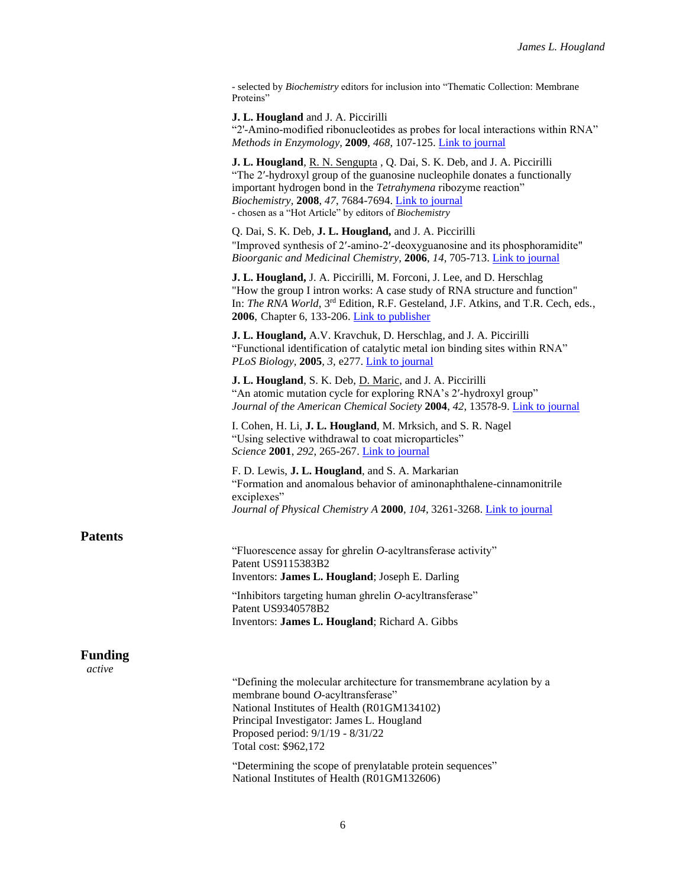- selected by *Biochemistry* editors for inclusion into "Thematic Collection: Membrane Proteins"

**J. L. Hougland** and J. A. Piccirilli
"2'-Amino-modified ribonucleotides as probes for local interactions within RNA"
*Methods in Enzymology*, **2009**, *468*, 107-125. Link to journal

**J. L. Hougland**, R. N. Sengupta , Q. Dai, S. K. Deb, and J. A. Piccirilli
"The 2′-hydroxyl group of the guanosine nucleophile donates a functionally important hydrogen bond in the *Tetrahymena* ribozyme reaction"
*Biochemistry*, **2008**, *47*, 7684-7694. Link to journal
- chosen as a "Hot Article" by editors of *Biochemistry*

Q. Dai, S. K. Deb, **J. L. Hougland,** and J. A. Piccirilli
"Improved synthesis of 2′-amino-2′-deoxyguanosine and its phosphoramidite"
*Bioorganic and Medicinal Chemistry*, **2006**, *14*, 705-713. Link to journal

**J. L. Hougland,** J. A. Piccirilli, M. Forconi, J. Lee, and D. Herschlag
"How the group I intron works: A case study of RNA structure and function"
In: *The RNA World*, 3rd Edition, R.F. Gesteland, J.F. Atkins, and T.R. Cech, eds., **2006**, Chapter 6, 133-206. Link to publisher

**J. L. Hougland,** A.V. Kravchuk, D. Herschlag, and J. A. Piccirilli
"Functional identification of catalytic metal ion binding sites within RNA"
*PLoS Biology*, **2005**, *3*, e277. Link to journal

**J. L. Hougland**, S. K. Deb, D. Maric, and J. A. Piccirilli
"An atomic mutation cycle for exploring RNA's 2′-hydroxyl group"
*Journal of the American Chemical Society* **2004**, *42*, 13578-9. Link to journal

I. Cohen, H. Li, **J. L. Hougland**, M. Mrksich, and S. R. Nagel
"Using selective withdrawal to coat microparticles"
*Science* **2001**, *292*, 265-267. Link to journal

F. D. Lewis, **J. L. Hougland**, and S. A. Markarian
"Formation and anomalous behavior of aminonaphthalene-cinnamonitrile exciplexes"
*Journal of Physical Chemistry A* **2000**, *104*, 3261-3268. Link to journal

## Patents

"Fluorescence assay for ghrelin *O*-acyltransferase activity"
Patent US9115383B2
Inventors: **James L. Hougland**; Joseph E. Darling

"Inhibitors targeting human ghrelin *O*-acyltransferase"
Patent US9340578B2
Inventors: **James L. Hougland**; Richard A. Gibbs

## Funding

*active*

"Defining the molecular architecture for transmembrane acylation by a membrane bound *O*-acyltransferase"
National Institutes of Health (R01GM134102)
Principal Investigator: James L. Hougland
Proposed period: 9/1/19 - 8/31/22
Total cost: $962,172

"Determining the scope of prenylatable protein sequences"
National Institutes of Health (R01GM132606)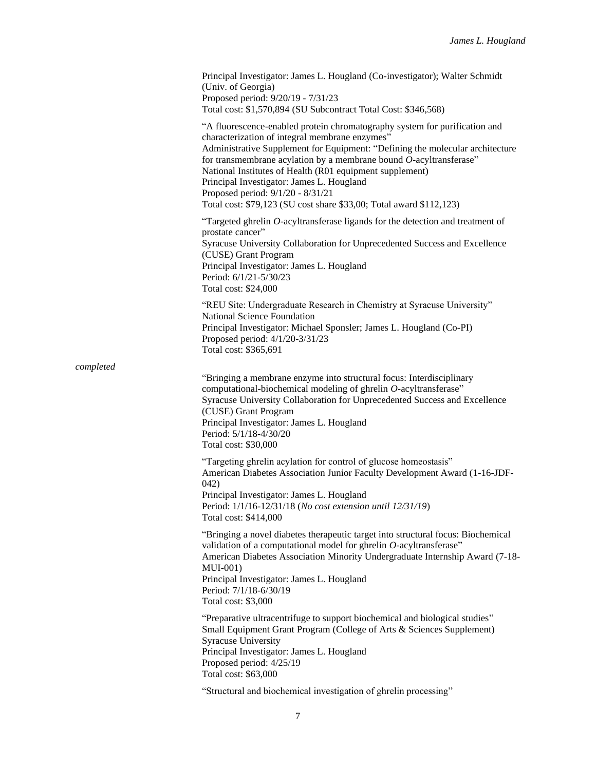Principal Investigator: James L. Hougland (Co-investigator); Walter Schmidt (Univ. of Georgia)
Proposed period: 9/20/19 - 7/31/23
Total cost: $1,570,894 (SU Subcontract Total Cost: $346,568)

"A fluorescence-enabled protein chromatography system for purification and characterization of integral membrane enzymes"
Administrative Supplement for Equipment: "Defining the molecular architecture for transmembrane acylation by a membrane bound *O*-acyltransferase"
National Institutes of Health (R01 equipment supplement)
Principal Investigator: James L. Hougland
Proposed period: 9/1/20 - 8/31/21
Total cost: $79,123 (SU cost share $33,00; Total award $112,123)

"Targeted ghrelin *O*-acyltransferase ligands for the detection and treatment of prostate cancer"
Syracuse University Collaboration for Unprecedented Success and Excellence (CUSE) Grant Program
Principal Investigator: James L. Hougland
Period: 6/1/21-5/30/23
Total cost: $24,000

"REU Site: Undergraduate Research in Chemistry at Syracuse University"
National Science Foundation
Principal Investigator: Michael Sponsler; James L. Hougland (Co-PI)
Proposed period: 4/1/20-3/31/23
Total cost: $365,691

*completed*

"Bringing a membrane enzyme into structural focus: Interdisciplinary computational-biochemical modeling of ghrelin *O*-acyltransferase"
Syracuse University Collaboration for Unprecedented Success and Excellence (CUSE) Grant Program
Principal Investigator: James L. Hougland
Period: 5/1/18-4/30/20
Total cost: $30,000

"Targeting ghrelin acylation for control of glucose homeostasis"
American Diabetes Association Junior Faculty Development Award (1-16-JDF-042)
Principal Investigator: James L. Hougland
Period: 1/1/16-12/31/18 (*No cost extension until 12/31/19*)
Total cost: $414,000

"Bringing a novel diabetes therapeutic target into structural focus: Biochemical validation of a computational model for ghrelin *O*-acyltransferase"
American Diabetes Association Minority Undergraduate Internship Award (7-18-MUI-001)
Principal Investigator: James L. Hougland
Period: 7/1/18-6/30/19
Total cost: $3,000

"Preparative ultracentrifuge to support biochemical and biological studies"
Small Equipment Grant Program (College of Arts & Sciences Supplement)
Syracuse University
Principal Investigator: James L. Hougland
Proposed period: 4/25/19
Total cost: $63,000

"Structural and biochemical investigation of ghrelin processing"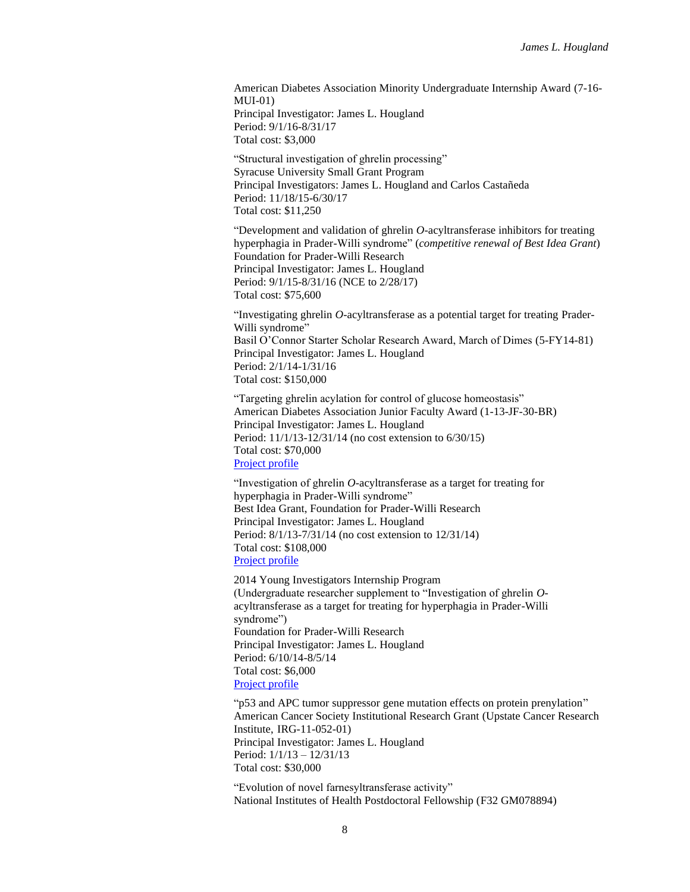American Diabetes Association Minority Undergraduate Internship Award (7-16-MUI-01)
Principal Investigator: James L. Hougland
Period: 9/1/16-8/31/17
Total cost: $3,000

"Structural investigation of ghrelin processing"
Syracuse University Small Grant Program
Principal Investigators: James L. Hougland and Carlos Castañeda
Period: 11/18/15-6/30/17
Total cost: $11,250

"Development and validation of ghrelin *O*-acyltransferase inhibitors for treating hyperphagia in Prader-Willi syndrome" (*competitive renewal of Best Idea Grant*)
Foundation for Prader-Willi Research
Principal Investigator: James L. Hougland
Period: 9/1/15-8/31/16 (NCE to 2/28/17)
Total cost: $75,600

"Investigating ghrelin *O*-acyltransferase as a potential target for treating Prader-Willi syndrome"
Basil O'Connor Starter Scholar Research Award, March of Dimes (5-FY14-81)
Principal Investigator: James L. Hougland
Period: 2/1/14-1/31/16
Total cost: $150,000

"Targeting ghrelin acylation for control of glucose homeostasis"
American Diabetes Association Junior Faculty Award (1-13-JF-30-BR)
Principal Investigator: James L. Hougland
Period: 11/1/13-12/31/14 (no cost extension to 6/30/15)
Total cost: $70,000
Project profile

"Investigation of ghrelin *O*-acyltransferase as a target for treating for hyperphagia in Prader-Willi syndrome"
Best Idea Grant, Foundation for Prader-Willi Research
Principal Investigator: James L. Hougland
Period: 8/1/13-7/31/14 (no cost extension to 12/31/14)
Total cost: $108,000
Project profile

2014 Young Investigators Internship Program
(Undergraduate researcher supplement to "Investigation of ghrelin *O*-acyltransferase as a target for treating for hyperphagia in Prader-Willi syndrome")
Foundation for Prader-Willi Research
Principal Investigator: James L. Hougland
Period: 6/10/14-8/5/14
Total cost: $6,000
Project profile

"p53 and APC tumor suppressor gene mutation effects on protein prenylation"
American Cancer Society Institutional Research Grant (Upstate Cancer Research Institute, IRG-11-052-01)
Principal Investigator: James L. Hougland
Period: 1/1/13 – 12/31/13
Total cost: $30,000

"Evolution of novel farnesyltransferase activity"
National Institutes of Health Postdoctoral Fellowship (F32 GM078894)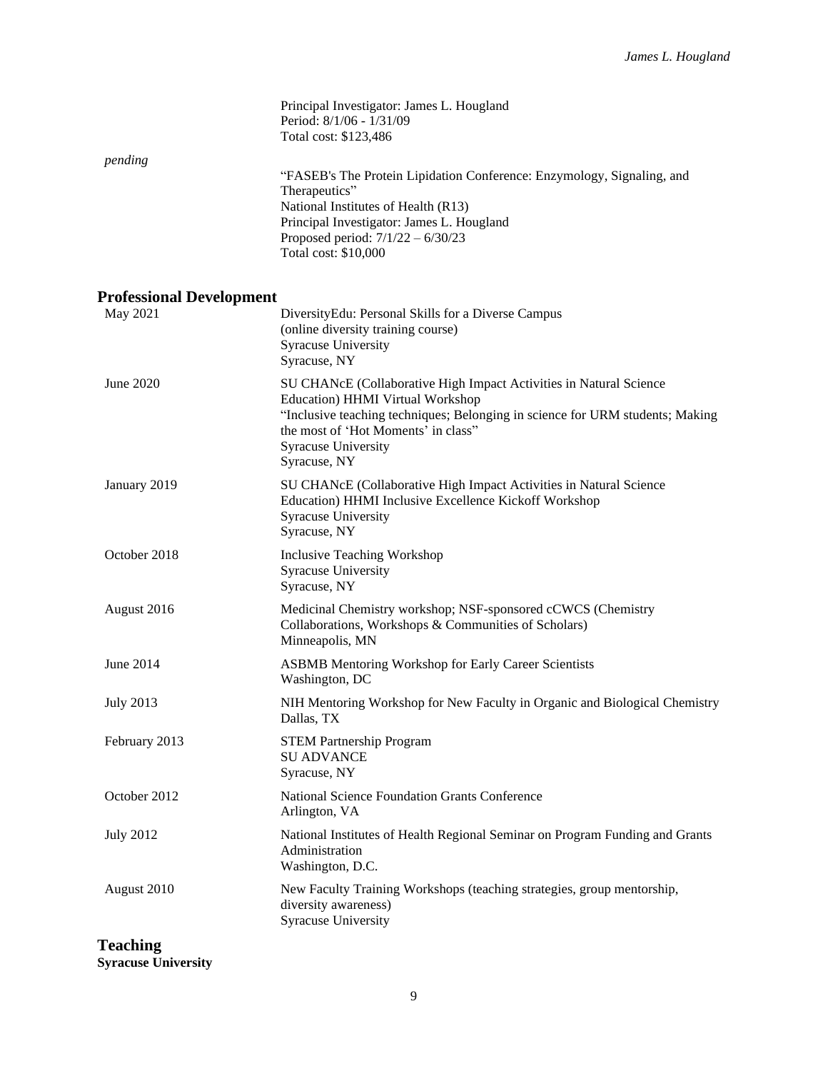Principal Investigator: James L. Hougland
Period: 8/1/06 - 1/31/09
Total cost: $123,486

*pending*

"FASEB's The Protein Lipidation Conference: Enzymology, Signaling, and Therapeutics"
National Institutes of Health (R13)
Principal Investigator: James L. Hougland
Proposed period: 7/1/22 – 6/30/23
Total cost: $10,000

## Professional Development

May 2021 — DiversityEdu: Personal Skills for a Diverse Campus
(online diversity training course)
Syracuse University
Syracuse, NY

June 2020 — SU CHANcE (Collaborative High Impact Activities in Natural Science Education) HHMI Virtual Workshop
"Inclusive teaching techniques; Belonging in science for URM students; Making the most of 'Hot Moments' in class"
Syracuse University
Syracuse, NY

January 2019 — SU CHANcE (Collaborative High Impact Activities in Natural Science Education) HHMI Inclusive Excellence Kickoff Workshop
Syracuse University
Syracuse, NY

October 2018 — Inclusive Teaching Workshop
Syracuse University
Syracuse, NY

August 2016 — Medicinal Chemistry workshop; NSF-sponsored cCWCS (Chemistry Collaborations, Workshops & Communities of Scholars)
Minneapolis, MN

June 2014 — ASBMB Mentoring Workshop for Early Career Scientists
Washington, DC

July 2013 — NIH Mentoring Workshop for New Faculty in Organic and Biological Chemistry
Dallas, TX

February 2013 — STEM Partnership Program
SU ADVANCE
Syracuse, NY

October 2012 — National Science Foundation Grants Conference
Arlington, VA

July 2012 — National Institutes of Health Regional Seminar on Program Funding and Grants Administration
Washington, D.C.

August 2010 — New Faculty Training Workshops (teaching strategies, group mentorship, diversity awareness)
Syracuse University

## Teaching

**Syracuse University**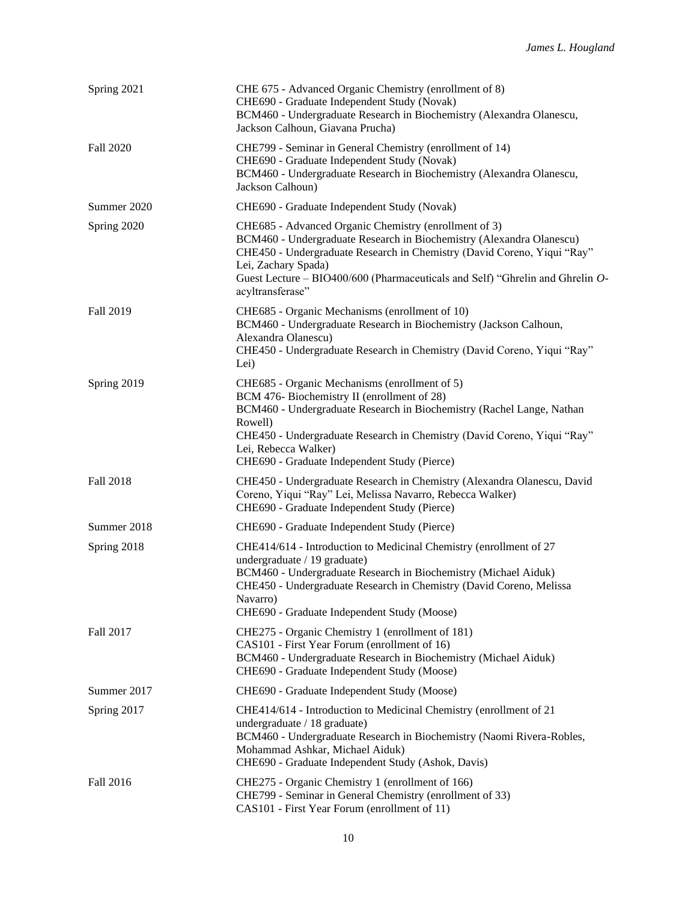| | |
|---|---|
| Spring 2021 | CHE 675 - Advanced Organic Chemistry (enrollment of 8)<br>CHE690 - Graduate Independent Study (Novak)<br>BCM460 - Undergraduate Research in Biochemistry (Alexandra Olanescu, Jackson Calhoun, Giavana Prucha) |
| Fall 2020 | CHE799 - Seminar in General Chemistry (enrollment of 14)<br>CHE690 - Graduate Independent Study (Novak)<br>BCM460 - Undergraduate Research in Biochemistry (Alexandra Olanescu, Jackson Calhoun) |
| Summer 2020 | CHE690 - Graduate Independent Study (Novak) |
| Spring 2020 | CHE685 - Advanced Organic Chemistry (enrollment of 3)<br>BCM460 - Undergraduate Research in Biochemistry (Alexandra Olanescu)<br>CHE450 - Undergraduate Research in Chemistry (David Coreno, Yiqui "Ray" Lei, Zachary Spada)<br>Guest Lecture – BIO400/600 (Pharmaceuticals and Self) "Ghrelin and Ghrelin *O*-acyltransferase" |
| Fall 2019 | CHE685 - Organic Mechanisms (enrollment of 10)<br>BCM460 - Undergraduate Research in Biochemistry (Jackson Calhoun, Alexandra Olanescu)<br>CHE450 - Undergraduate Research in Chemistry (David Coreno, Yiqui "Ray" Lei) |
| Spring 2019 | CHE685 - Organic Mechanisms (enrollment of 5)<br>BCM 476- Biochemistry II (enrollment of 28)<br>BCM460 - Undergraduate Research in Biochemistry (Rachel Lange, Nathan Rowell)<br>CHE450 - Undergraduate Research in Chemistry (David Coreno, Yiqui "Ray" Lei, Rebecca Walker)<br>CHE690 - Graduate Independent Study (Pierce) |
| Fall 2018 | CHE450 - Undergraduate Research in Chemistry (Alexandra Olanescu, David Coreno, Yiqui "Ray" Lei, Melissa Navarro, Rebecca Walker)<br>CHE690 - Graduate Independent Study (Pierce) |
| Summer 2018 | CHE690 - Graduate Independent Study (Pierce) |
| Spring 2018 | CHE414/614 - Introduction to Medicinal Chemistry (enrollment of 27 undergraduate / 19 graduate)<br>BCM460 - Undergraduate Research in Biochemistry (Michael Aiduk)<br>CHE450 - Undergraduate Research in Chemistry (David Coreno, Melissa Navarro)<br>CHE690 - Graduate Independent Study (Moose) |
| Fall 2017 | CHE275 - Organic Chemistry 1 (enrollment of 181)<br>CAS101 - First Year Forum (enrollment of 16)<br>BCM460 - Undergraduate Research in Biochemistry (Michael Aiduk)<br>CHE690 - Graduate Independent Study (Moose) |
| Summer 2017 | CHE690 - Graduate Independent Study (Moose) |
| Spring 2017 | CHE414/614 - Introduction to Medicinal Chemistry (enrollment of 21 undergraduate / 18 graduate)<br>BCM460 - Undergraduate Research in Biochemistry (Naomi Rivera-Robles, Mohammad Ashkar, Michael Aiduk)<br>CHE690 - Graduate Independent Study (Ashok, Davis) |
| Fall 2016 | CHE275 - Organic Chemistry 1 (enrollment of 166)<br>CHE799 - Seminar in General Chemistry (enrollment of 33)<br>CAS101 - First Year Forum (enrollment of 11) |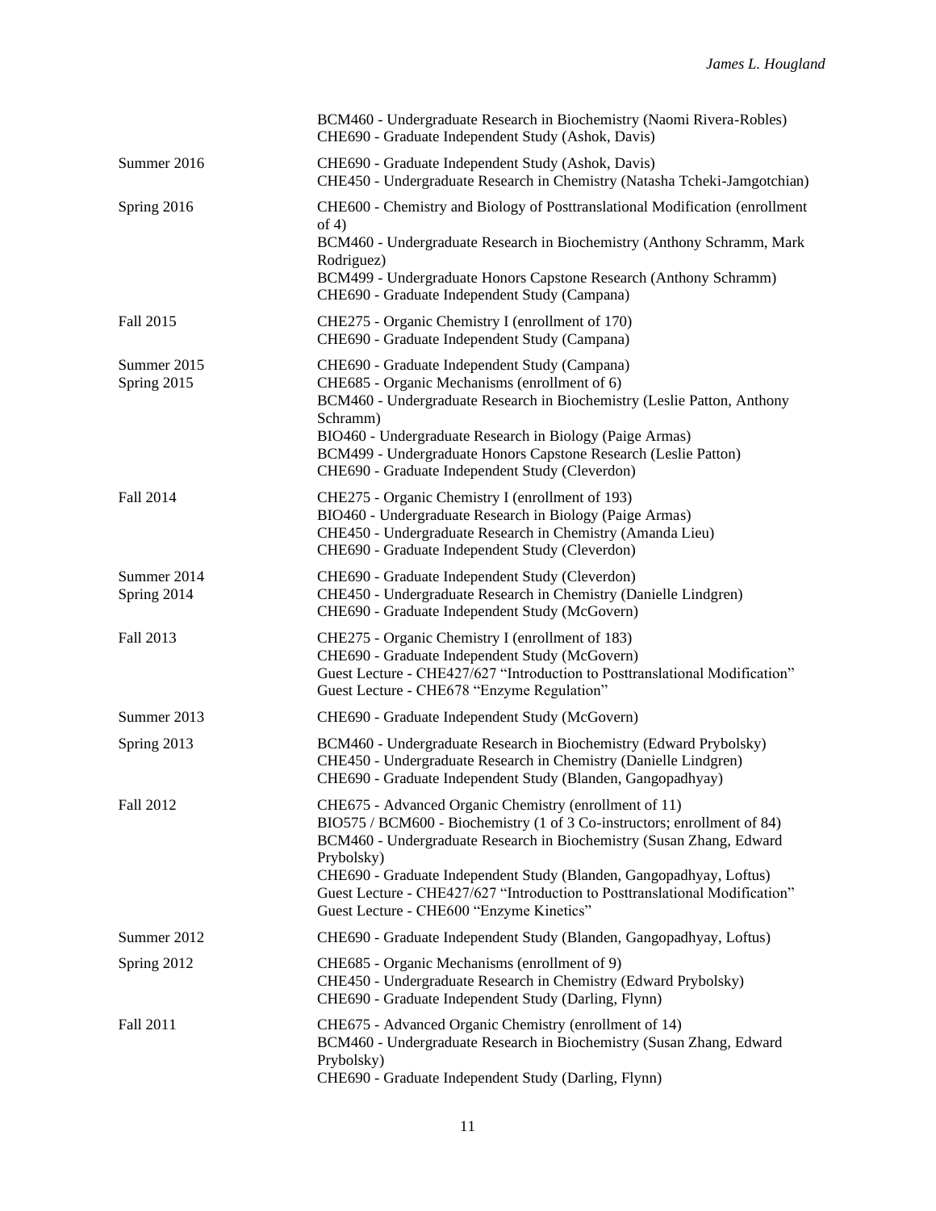|  |  |
|---|---|
|  | BCM460 - Undergraduate Research in Biochemistry (Naomi Rivera-Robles)<br>CHE690 - Graduate Independent Study (Ashok, Davis) |
| Summer 2016 | CHE690 - Graduate Independent Study (Ashok, Davis)<br>CHE450 - Undergraduate Research in Chemistry (Natasha Tcheki-Jamgotchian) |
| Spring 2016 | CHE600 - Chemistry and Biology of Posttranslational Modification (enrollment of 4)<br>BCM460 - Undergraduate Research in Biochemistry (Anthony Schramm, Mark Rodriguez)<br>BCM499 - Undergraduate Honors Capstone Research (Anthony Schramm)<br>CHE690 - Graduate Independent Study (Campana) |
| Fall 2015 | CHE275 - Organic Chemistry I (enrollment of 170)<br>CHE690 - Graduate Independent Study (Campana) |
| Summer 2015 | CHE690 - Graduate Independent Study (Campana) |
| Spring 2015 | CHE685 - Organic Mechanisms (enrollment of 6)<br>BCM460 - Undergraduate Research in Biochemistry (Leslie Patton, Anthony Schramm)<br>BIO460 - Undergraduate Research in Biology (Paige Armas)<br>BCM499 - Undergraduate Honors Capstone Research (Leslie Patton)<br>CHE690 - Graduate Independent Study (Cleverdon) |
| Fall 2014 | CHE275 - Organic Chemistry I (enrollment of 193)<br>BIO460 - Undergraduate Research in Biology (Paige Armas)<br>CHE450 - Undergraduate Research in Chemistry (Amanda Lieu)<br>CHE690 - Graduate Independent Study (Cleverdon) |
| Summer 2014 | CHE690 - Graduate Independent Study (Cleverdon) |
| Spring 2014 | CHE450 - Undergraduate Research in Chemistry (Danielle Lindgren)<br>CHE690 - Graduate Independent Study (McGovern) |
| Fall 2013 | CHE275 - Organic Chemistry I (enrollment of 183)<br>CHE690 - Graduate Independent Study (McGovern)<br>Guest Lecture - CHE427/627 "Introduction to Posttranslational Modification"<br>Guest Lecture - CHE678 "Enzyme Regulation" |
| Summer 2013 | CHE690 - Graduate Independent Study (McGovern) |
| Spring 2013 | BCM460 - Undergraduate Research in Biochemistry (Edward Prybolsky)<br>CHE450 - Undergraduate Research in Chemistry (Danielle Lindgren)<br>CHE690 - Graduate Independent Study (Blanden, Gangopadhyay) |
| Fall 2012 | CHE675 - Advanced Organic Chemistry (enrollment of 11)<br>BIO575 / BCM600 - Biochemistry (1 of 3 Co-instructors; enrollment of 84)<br>BCM460 - Undergraduate Research in Biochemistry (Susan Zhang, Edward Prybolsky)<br>CHE690 - Graduate Independent Study (Blanden, Gangopadhyay, Loftus)<br>Guest Lecture - CHE427/627 "Introduction to Posttranslational Modification"<br>Guest Lecture - CHE600 "Enzyme Kinetics" |
| Summer 2012 | CHE690 - Graduate Independent Study (Blanden, Gangopadhyay, Loftus) |
| Spring 2012 | CHE685 - Organic Mechanisms (enrollment of 9)<br>CHE450 - Undergraduate Research in Chemistry (Edward Prybolsky)<br>CHE690 - Graduate Independent Study (Darling, Flynn) |
| Fall 2011 | CHE675 - Advanced Organic Chemistry (enrollment of 14)<br>BCM460 - Undergraduate Research in Biochemistry (Susan Zhang, Edward Prybolsky)<br>CHE690 - Graduate Independent Study (Darling, Flynn) |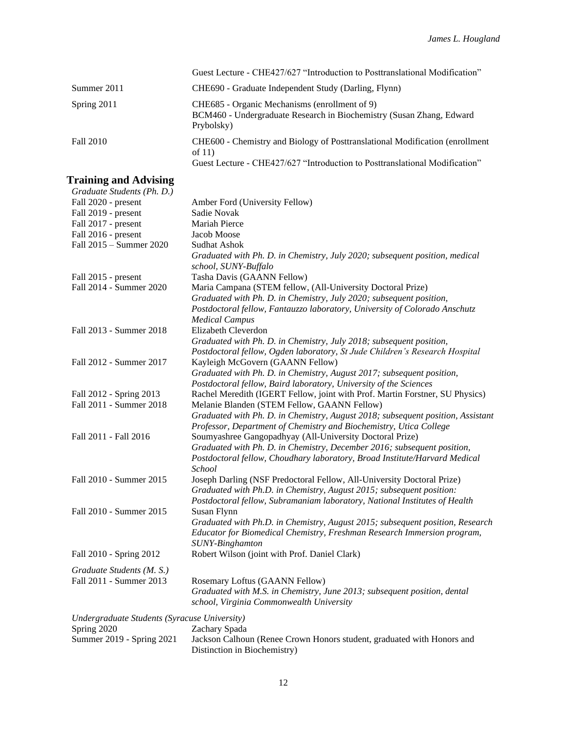| | |
|---|---|
| | Guest Lecture - CHE427/627 "Introduction to Posttranslational Modification" |
| Summer 2011 | CHE690 - Graduate Independent Study (Darling, Flynn) |
| Spring 2011 | CHE685 - Organic Mechanisms (enrollment of 9)<br>BCM460 - Undergraduate Research in Biochemistry (Susan Zhang, Edward Prybolsky) |
| Fall 2010 | CHE600 - Chemistry and Biology of Posttranslational Modification (enrollment of 11)<br>Guest Lecture - CHE427/627 "Introduction to Posttranslational Modification" |

## Training and Advising

*Graduate Students (Ph. D.)*

| | |
|---|---|
| Fall 2020 - present | Amber Ford (University Fellow) |
| Fall 2019 - present | Sadie Novak |
| Fall 2017 - present | Mariah Pierce |
| Fall 2016 - present | Jacob Moose |
| Fall 2015 – Summer 2020 | Sudhat Ashok<br>*Graduated with Ph. D. in Chemistry, July 2020; subsequent position, medical school, SUNY-Buffalo* |
| Fall 2015 - present | Tasha Davis (GAANN Fellow) |
| Fall 2014 - Summer 2020 | Maria Campana (STEM fellow, (All-University Doctoral Prize)<br>*Graduated with Ph. D. in Chemistry, July 2020; subsequent position, Postdoctoral fellow, Fantauzzo laboratory, University of Colorado Anschutz Medical Campus* |
| Fall 2013 - Summer 2018 | Elizabeth Cleverdon<br>*Graduated with Ph. D. in Chemistry, July 2018; subsequent position, Postdoctoral fellow, Ogden laboratory, St Jude Children's Research Hospital* |
| Fall 2012 - Summer 2017 | Kayleigh McGovern (GAANN Fellow)<br>*Graduated with Ph. D. in Chemistry, August 2017; subsequent position, Postdoctoral fellow, Baird laboratory, University of the Sciences* |
| Fall 2012 - Spring 2013 | Rachel Meredith (IGERT Fellow, joint with Prof. Martin Forstner, SU Physics) |
| Fall 2011 - Summer 2018 | Melanie Blanden (STEM Fellow, GAANN Fellow)<br>*Graduated with Ph. D. in Chemistry, August 2018; subsequent position, Assistant Professor, Department of Chemistry and Biochemistry, Utica College* |
| Fall 2011 - Fall 2016 | Soumyashree Gangopadhyay (All-University Doctoral Prize)<br>*Graduated with Ph. D. in Chemistry, December 2016; subsequent position, Postdoctoral fellow, Choudhary laboratory, Broad Institute/Harvard Medical School* |
| Fall 2010 - Summer 2015 | Joseph Darling (NSF Predoctoral Fellow, All-University Doctoral Prize)<br>*Graduated with Ph.D. in Chemistry, August 2015; subsequent position: Postdoctoral fellow, Subramaniam laboratory, National Institutes of Health* |
| Fall 2010 - Summer 2015 | Susan Flynn<br>*Graduated with Ph.D. in Chemistry, August 2015; subsequent position, Research Educator for Biomedical Chemistry, Freshman Research Immersion program, SUNY-Binghamton* |
| Fall 2010 - Spring 2012 | Robert Wilson (joint with Prof. Daniel Clark) |

*Graduate Students (M. S.)*

| | |
|---|---|
| Fall 2011 - Summer 2013 | Rosemary Loftus (GAANN Fellow)<br>*Graduated with M.S. in Chemistry, June 2013; subsequent position, dental school, Virginia Commonwealth University* |

*Undergraduate Students (Syracuse University)*

| | |
|---|---|
| Spring 2020 | Zachary Spada |
| Summer 2019 - Spring 2021 | Jackson Calhoun (Renee Crown Honors student, graduated with Honors and Distinction in Biochemistry) |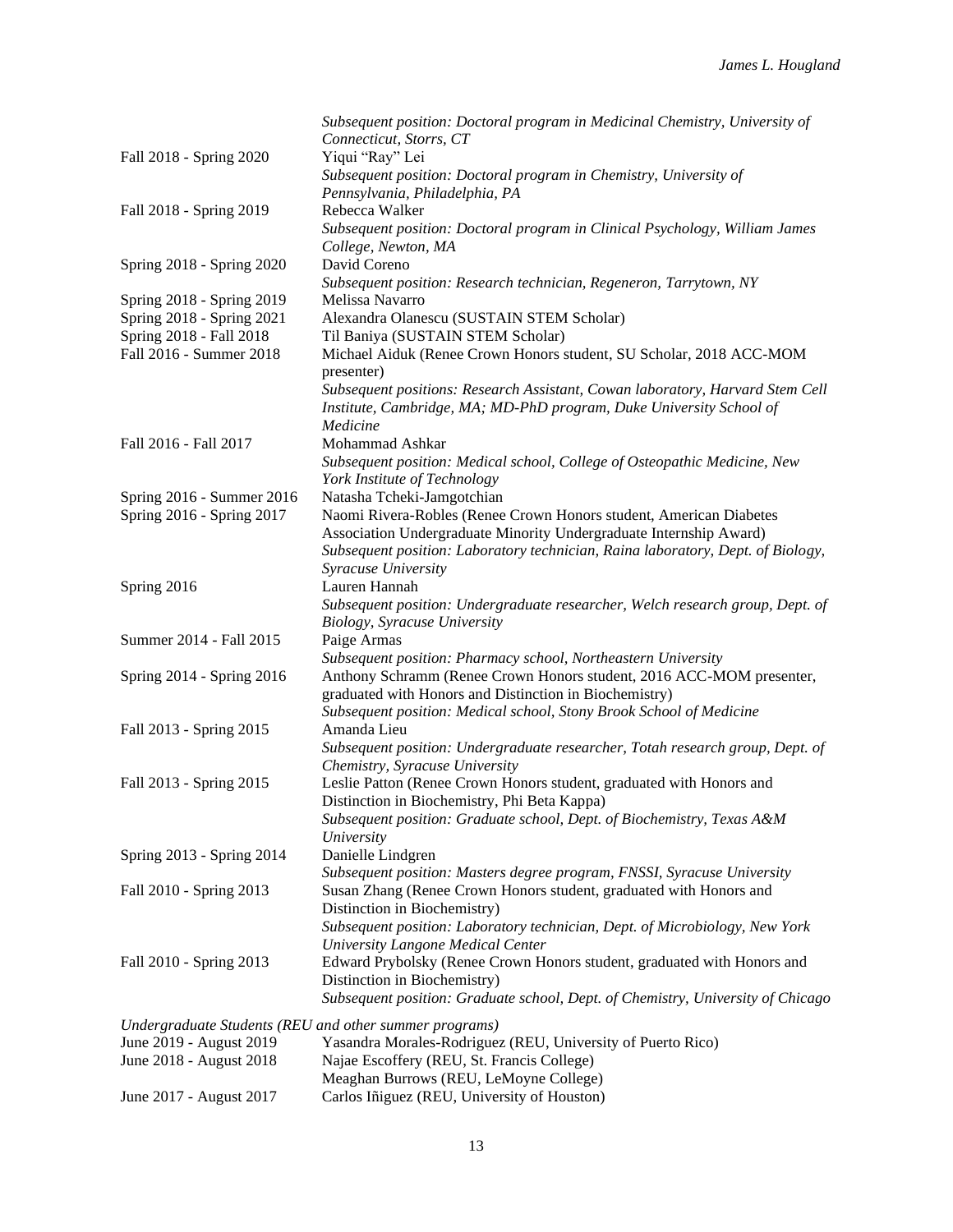| | |
|---|---|
| | *Subsequent position: Doctoral program in Medicinal Chemistry, University of Connecticut, Storrs, CT* |
| Fall 2018 - Spring 2020 | Yiqui "Ray" Lei<br>*Subsequent position: Doctoral program in Chemistry, University of Pennsylvania, Philadelphia, PA* |
| Fall 2018 - Spring 2019 | Rebecca Walker<br>*Subsequent position: Doctoral program in Clinical Psychology, William James College, Newton, MA* |
| Spring 2018 - Spring 2020 | David Coreno<br>*Subsequent position: Research technician, Regeneron, Tarrytown, NY* |
| Spring 2018 - Spring 2019 | Melissa Navarro |
| Spring 2018 - Spring 2021 | Alexandra Olanescu (SUSTAIN STEM Scholar) |
| Spring 2018 - Fall 2018 | Til Baniya (SUSTAIN STEM Scholar) |
| Fall 2016 - Summer 2018 | Michael Aiduk (Renee Crown Honors student, SU Scholar, 2018 ACC-MOM presenter)<br>*Subsequent positions: Research Assistant, Cowan laboratory, Harvard Stem Cell Institute, Cambridge, MA; MD-PhD program, Duke University School of Medicine* |
| Fall 2016 - Fall 2017 | Mohammad Ashkar<br>*Subsequent position: Medical school, College of Osteopathic Medicine, New York Institute of Technology* |
| Spring 2016 - Summer 2016 | Natasha Tcheki-Jamgotchian |
| Spring 2016 - Spring 2017 | Naomi Rivera-Robles (Renee Crown Honors student, American Diabetes Association Undergraduate Minority Undergraduate Internship Award)<br>*Subsequent position: Laboratory technician, Raina laboratory, Dept. of Biology, Syracuse University* |
| Spring 2016 | Lauren Hannah<br>*Subsequent position: Undergraduate researcher, Welch research group, Dept. of Biology, Syracuse University* |
| Summer 2014 - Fall 2015 | Paige Armas<br>*Subsequent position: Pharmacy school, Northeastern University* |
| Spring 2014 - Spring 2016 | Anthony Schramm (Renee Crown Honors student, 2016 ACC-MOM presenter, graduated with Honors and Distinction in Biochemistry)<br>*Subsequent position: Medical school, Stony Brook School of Medicine* |
| Fall 2013 - Spring 2015 | Amanda Lieu<br>*Subsequent position: Undergraduate researcher, Totah research group, Dept. of Chemistry, Syracuse University* |
| Fall 2013 - Spring 2015 | Leslie Patton (Renee Crown Honors student, graduated with Honors and Distinction in Biochemistry, Phi Beta Kappa)<br>*Subsequent position: Graduate school, Dept. of Biochemistry, Texas A&M University* |
| Spring 2013 - Spring 2014 | Danielle Lindgren<br>*Subsequent position: Masters degree program, FNSSI, Syracuse University* |
| Fall 2010 - Spring 2013 | Susan Zhang (Renee Crown Honors student, graduated with Honors and Distinction in Biochemistry)<br>*Subsequent position: Laboratory technician, Dept. of Microbiology, New York University Langone Medical Center* |
| Fall 2010 - Spring 2013 | Edward Prybolsky (Renee Crown Honors student, graduated with Honors and Distinction in Biochemistry)<br>*Subsequent position: Graduate school, Dept. of Chemistry, University of Chicago* |

*Undergraduate Students (REU and other summer programs)*

| | |
|---|---|
| June 2019 - August 2019 | Yasandra Morales-Rodriguez (REU, University of Puerto Rico) |
| June 2018 - August 2018 | Najae Escoffery (REU, St. Francis College)<br>Meaghan Burrows (REU, LeMoyne College) |
| June 2017 - August 2017 | Carlos Iñiguez (REU, University of Houston) |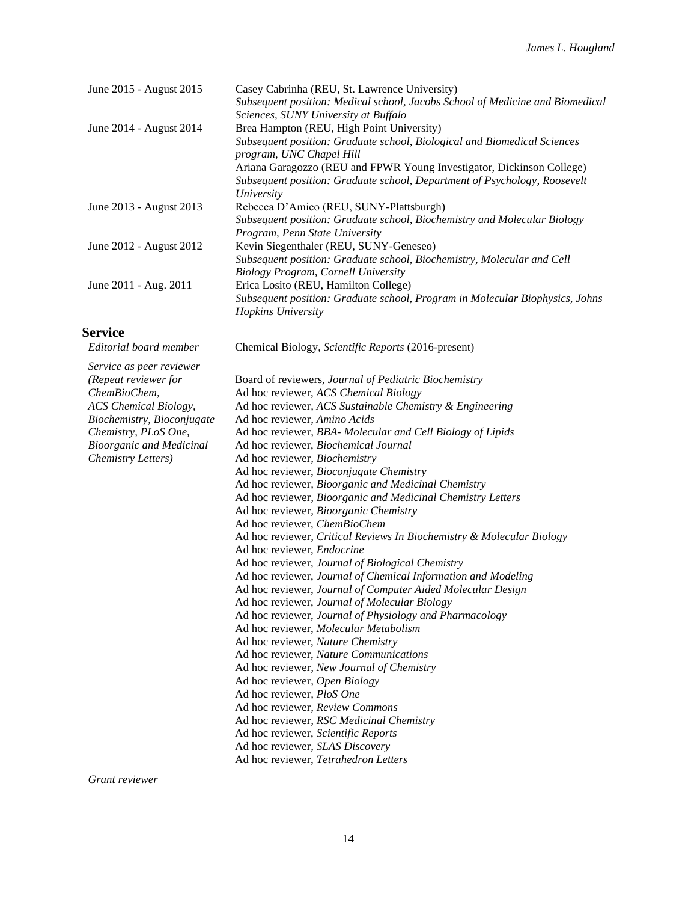| | |
|---|---|
| June 2015 - August 2015 | Casey Cabrinha (REU, St. Lawrence University)<br>*Subsequent position: Medical school, Jacobs School of Medicine and Biomedical Sciences, SUNY University at Buffalo* |
| June 2014 - August 2014 | Brea Hampton (REU, High Point University)<br>*Subsequent position: Graduate school, Biological and Biomedical Sciences program, UNC Chapel Hill*<br>Ariana Garagozzo (REU and FPWR Young Investigator, Dickinson College)<br>*Subsequent position: Graduate school, Department of Psychology, Roosevelt University* |
| June 2013 - August 2013 | Rebecca D'Amico (REU, SUNY-Plattsburgh)<br>*Subsequent position: Graduate school, Biochemistry and Molecular Biology Program, Penn State University* |
| June 2012 - August 2012 | Kevin Siegenthaler (REU, SUNY-Geneseo)<br>*Subsequent position: Graduate school, Biochemistry, Molecular and Cell Biology Program, Cornell University* |
| June 2011 - Aug. 2011 | Erica Losito (REU, Hamilton College)<br>*Subsequent position: Graduate school, Program in Molecular Biophysics, Johns Hopkins University* |

## Service

*Editorial board member* — Chemical Biology, *Scientific Reports* (2016-present)

*Service as peer reviewer (Repeat reviewer for ChemBioChem, ACS Chemical Biology, Biochemistry, Bioconjugate Chemistry, PLoS One, Bioorganic and Medicinal Chemistry Letters)*

- Board of reviewers, *Journal of Pediatric Biochemistry*
- Ad hoc reviewer, *ACS Chemical Biology*
- Ad hoc reviewer, *ACS Sustainable Chemistry & Engineering*
- Ad hoc reviewer, *Amino Acids*
- Ad hoc reviewer, *BBA- Molecular and Cell Biology of Lipids*
- Ad hoc reviewer, *Biochemical Journal*
- Ad hoc reviewer, *Biochemistry*
- Ad hoc reviewer, *Bioconjugate Chemistry*
- Ad hoc reviewer, *Bioorganic and Medicinal Chemistry*
- Ad hoc reviewer, *Bioorganic and Medicinal Chemistry Letters*
- Ad hoc reviewer, *Bioorganic Chemistry*
- Ad hoc reviewer, *ChemBioChem*
- Ad hoc reviewer, *Critical Reviews In Biochemistry & Molecular Biology*
- Ad hoc reviewer, *Endocrine*
- Ad hoc reviewer, *Journal of Biological Chemistry*
- Ad hoc reviewer, *Journal of Chemical Information and Modeling*
- Ad hoc reviewer, *Journal of Computer Aided Molecular Design*
- Ad hoc reviewer, *Journal of Molecular Biology*
- Ad hoc reviewer, *Journal of Physiology and Pharmacology*
- Ad hoc reviewer, *Molecular Metabolism*
- Ad hoc reviewer, *Nature Chemistry*
- Ad hoc reviewer, *Nature Communications*
- Ad hoc reviewer, *New Journal of Chemistry*
- Ad hoc reviewer, *Open Biology*
- Ad hoc reviewer, *PloS One*
- Ad hoc reviewer, *Review Commons*
- Ad hoc reviewer, *RSC Medicinal Chemistry*
- Ad hoc reviewer, *Scientific Reports*
- Ad hoc reviewer, *SLAS Discovery*
- Ad hoc reviewer, *Tetrahedron Letters*

*Grant reviewer*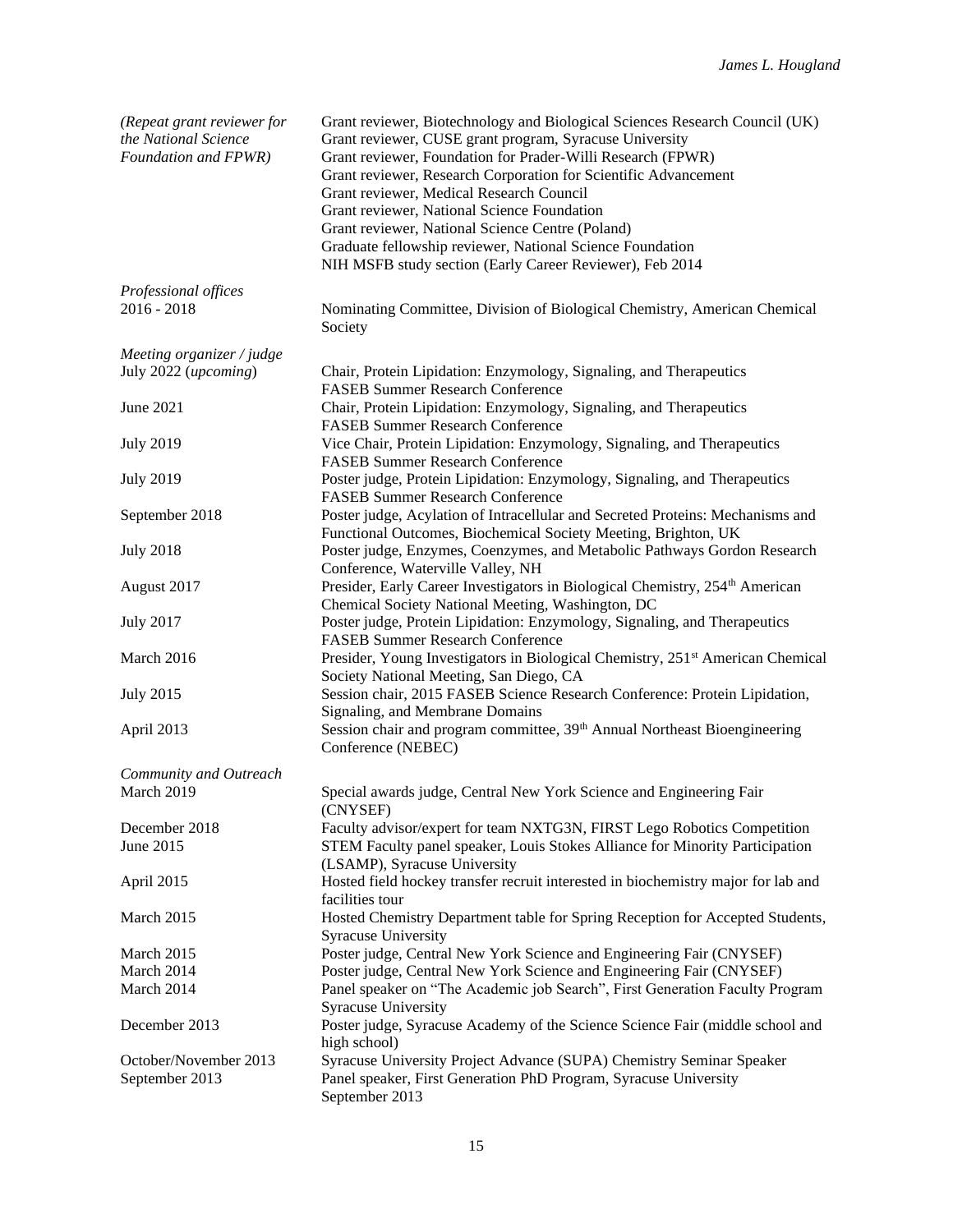| | |
|---|---|
| *(Repeat grant reviewer for the National Science Foundation and FPWR)* | Grant reviewer, Biotechnology and Biological Sciences Research Council (UK)<br>Grant reviewer, CUSE grant program, Syracuse University<br>Grant reviewer, Foundation for Prader-Willi Research (FPWR)<br>Grant reviewer, Research Corporation for Scientific Advancement<br>Grant reviewer, Medical Research Council<br>Grant reviewer, National Science Foundation<br>Grant reviewer, National Science Centre (Poland)<br>Graduate fellowship reviewer, National Science Foundation<br>NIH MSFB study section (Early Career Reviewer), Feb 2014 |

*Professional offices*

| | |
|---|---|
| 2016 - 2018 | Nominating Committee, Division of Biological Chemistry, American Chemical Society |

*Meeting organizer / judge*

| | |
|---|---|
| July 2022 (*upcoming*) | Chair, Protein Lipidation: Enzymology, Signaling, and Therapeutics FASEB Summer Research Conference |
| June 2021 | Chair, Protein Lipidation: Enzymology, Signaling, and Therapeutics FASEB Summer Research Conference |
| July 2019 | Vice Chair, Protein Lipidation: Enzymology, Signaling, and Therapeutics FASEB Summer Research Conference |
| July 2019 | Poster judge, Protein Lipidation: Enzymology, Signaling, and Therapeutics FASEB Summer Research Conference |
| September 2018 | Poster judge, Acylation of Intracellular and Secreted Proteins: Mechanisms and Functional Outcomes, Biochemical Society Meeting, Brighton, UK |
| July 2018 | Poster judge, Enzymes, Coenzymes, and Metabolic Pathways Gordon Research Conference, Waterville Valley, NH |
| August 2017 | Presider, Early Career Investigators in Biological Chemistry, 254th American Chemical Society National Meeting, Washington, DC |
| July 2017 | Poster judge, Protein Lipidation: Enzymology, Signaling, and Therapeutics FASEB Summer Research Conference |
| March 2016 | Presider, Young Investigators in Biological Chemistry, 251st American Chemical Society National Meeting, San Diego, CA |
| July 2015 | Session chair, 2015 FASEB Science Research Conference: Protein Lipidation, Signaling, and Membrane Domains |
| April 2013 | Session chair and program committee, 39th Annual Northeast Bioengineering Conference (NEBEC) |

*Community and Outreach*

| | |
|---|---|
| March 2019 | Special awards judge, Central New York Science and Engineering Fair (CNYSEF) |
| December 2018 | Faculty advisor/expert for team NXTG3N, FIRST Lego Robotics Competition |
| June 2015 | STEM Faculty panel speaker, Louis Stokes Alliance for Minority Participation (LSAMP), Syracuse University |
| April 2015 | Hosted field hockey transfer recruit interested in biochemistry major for lab and facilities tour |
| March 2015 | Hosted Chemistry Department table for Spring Reception for Accepted Students, Syracuse University |
| March 2015 | Poster judge, Central New York Science and Engineering Fair (CNYSEF) |
| March 2014 | Poster judge, Central New York Science and Engineering Fair (CNYSEF) |
| March 2014 | Panel speaker on "The Academic job Search", First Generation Faculty Program Syracuse University |
| December 2013 | Poster judge, Syracuse Academy of the Science Science Fair (middle school and high school) |
| October/November 2013 | Syracuse University Project Advance (SUPA) Chemistry Seminar Speaker |
| September 2013 | Panel speaker, First Generation PhD Program, Syracuse University September 2013 |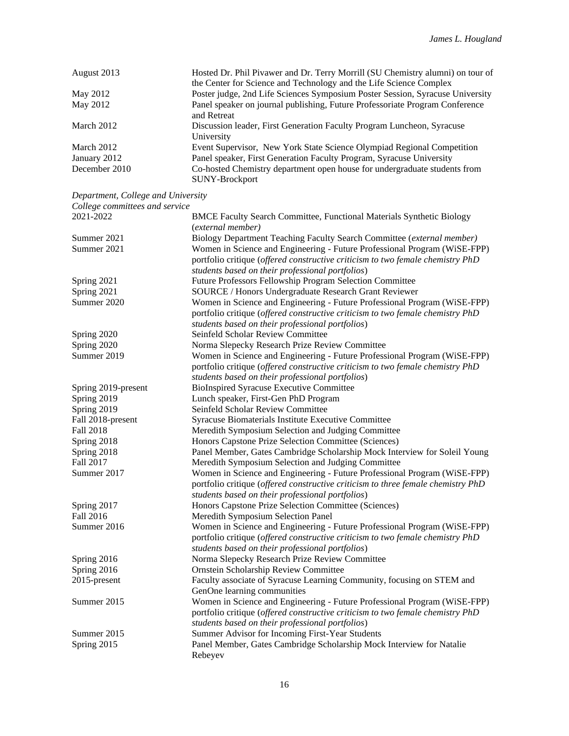| | |
|---|---|
| August 2013 | Hosted Dr. Phil Pivawer and Dr. Terry Morrill (SU Chemistry alumni) on tour of the Center for Science and Technology and the Life Science Complex |
| May 2012 | Poster judge, 2nd Life Sciences Symposium Poster Session, Syracuse University |
| May 2012 | Panel speaker on journal publishing, Future Professoriate Program Conference and Retreat |
| March 2012 | Discussion leader, First Generation Faculty Program Luncheon, Syracuse University |
| March 2012 | Event Supervisor, New York State Science Olympiad Regional Competition |
| January 2012 | Panel speaker, First Generation Faculty Program, Syracuse University |
| December 2010 | Co-hosted Chemistry department open house for undergraduate students from SUNY-Brockport |

*Department, College and University*

*College committees and service*

| | |
|---|---|
| 2021-2022 | BMCE Faculty Search Committee, Functional Materials Synthetic Biology (*external member)* |
| Summer 2021 | Biology Department Teaching Faculty Search Committee (*external member)* |
| Summer 2021 | Women in Science and Engineering - Future Professional Program (WiSE-FPP) portfolio critique (*offered constructive criticism to two female chemistry PhD students based on their professional portfolios*) |
| Spring 2021 | Future Professors Fellowship Program Selection Committee |
| Spring 2021 | SOURCE / Honors Undergraduate Research Grant Reviewer |
| Summer 2020 | Women in Science and Engineering - Future Professional Program (WiSE-FPP) portfolio critique (*offered constructive criticism to two female chemistry PhD students based on their professional portfolios*) |
| Spring 2020 | Seinfeld Scholar Review Committee |
| Spring 2020 | Norma Slepecky Research Prize Review Committee |
| Summer 2019 | Women in Science and Engineering - Future Professional Program (WiSE-FPP) portfolio critique (*offered constructive criticism to two female chemistry PhD students based on their professional portfolios*) |
| Spring 2019-present | BioInspired Syracuse Executive Committee |
| Spring 2019 | Lunch speaker, First-Gen PhD Program |
| Spring 2019 | Seinfeld Scholar Review Committee |
| Fall 2018-present | Syracuse Biomaterials Institute Executive Committee |
| Fall 2018 | Meredith Symposium Selection and Judging Committee |
| Spring 2018 | Honors Capstone Prize Selection Committee (Sciences) |
| Spring 2018 | Panel Member, Gates Cambridge Scholarship Mock Interview for Soleil Young |
| Fall 2017 | Meredith Symposium Selection and Judging Committee |
| Summer 2017 | Women in Science and Engineering - Future Professional Program (WiSE-FPP) portfolio critique (*offered constructive criticism to three female chemistry PhD students based on their professional portfolios*) |
| Spring 2017 | Honors Capstone Prize Selection Committee (Sciences) |
| Fall 2016 | Meredith Symposium Selection Panel |
| Summer 2016 | Women in Science and Engineering - Future Professional Program (WiSE-FPP) portfolio critique (*offered constructive criticism to two female chemistry PhD students based on their professional portfolios*) |
| Spring 2016 | Norma Slepecky Research Prize Review Committee |
| Spring 2016 | Ornstein Scholarship Review Committee |
| 2015-present | Faculty associate of Syracuse Learning Community, focusing on STEM and GenOne learning communities |
| Summer 2015 | Women in Science and Engineering - Future Professional Program (WiSE-FPP) portfolio critique (*offered constructive criticism to two female chemistry PhD students based on their professional portfolios*) |
| Summer 2015 | Summer Advisor for Incoming First-Year Students |
| Spring 2015 | Panel Member, Gates Cambridge Scholarship Mock Interview for Natalie Rebeyev |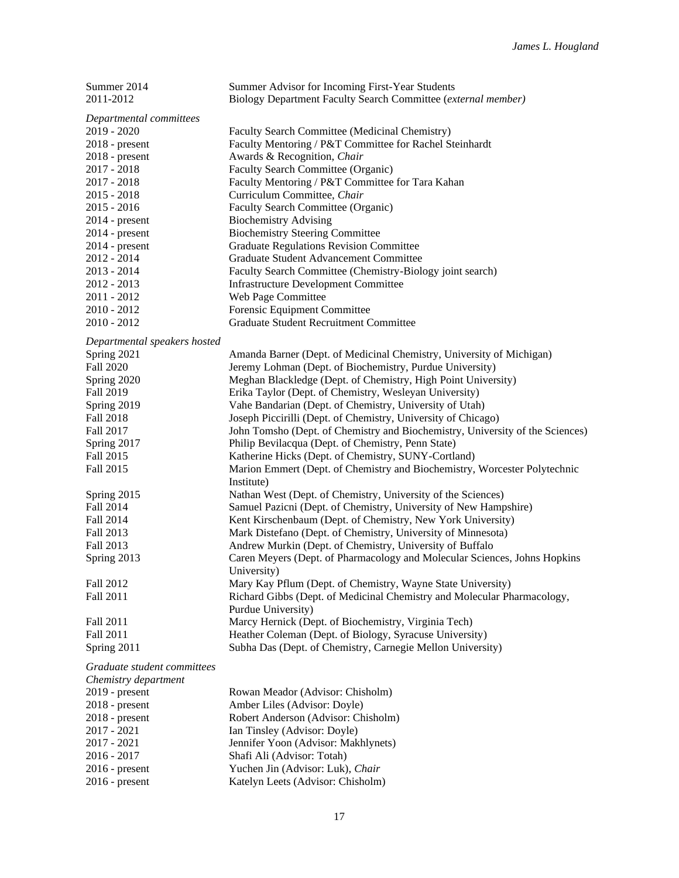| | |
|---|---|
| Summer 2014 | Summer Advisor for Incoming First-Year Students |
| 2011-2012 | Biology Department Faculty Search Committee (*external member)* |

*Departmental committees*

| | |
|---|---|
| 2019 - 2020 | Faculty Search Committee (Medicinal Chemistry) |
| 2018 - present | Faculty Mentoring / P&T Committee for Rachel Steinhardt |
| 2018 - present | Awards & Recognition, *Chair* |
| 2017 - 2018 | Faculty Search Committee (Organic) |
| 2017 - 2018 | Faculty Mentoring / P&T Committee for Tara Kahan |
| 2015 - 2018 | Curriculum Committee, *Chair* |
| 2015 - 2016 | Faculty Search Committee (Organic) |
| 2014 - present | Biochemistry Advising |
| 2014 - present | Biochemistry Steering Committee |
| 2014 - present | Graduate Regulations Revision Committee |
| 2012 - 2014 | Graduate Student Advancement Committee |
| 2013 - 2014 | Faculty Search Committee (Chemistry-Biology joint search) |
| 2012 - 2013 | Infrastructure Development Committee |
| 2011 - 2012 | Web Page Committee |
| 2010 - 2012 | Forensic Equipment Committee |
| 2010 - 2012 | Graduate Student Recruitment Committee |

*Departmental speakers hosted*

| | |
|---|---|
| Spring 2021 | Amanda Barner (Dept. of Medicinal Chemistry, University of Michigan) |
| Fall 2020 | Jeremy Lohman (Dept. of Biochemistry, Purdue University) |
| Spring 2020 | Meghan Blackledge (Dept. of Chemistry, High Point University) |
| Fall 2019 | Erika Taylor (Dept. of Chemistry, Wesleyan University) |
| Spring 2019 | Vahe Bandarian (Dept. of Chemistry, University of Utah) |
| Fall 2018 | Joseph Piccirilli (Dept. of Chemistry, University of Chicago) |
| Fall 2017 | John Tomsho (Dept. of Chemistry and Biochemistry, University of the Sciences) |
| Spring 2017 | Philip Bevilacqua (Dept. of Chemistry, Penn State) |
| Fall 2015 | Katherine Hicks (Dept. of Chemistry, SUNY-Cortland) |
| Fall 2015 | Marion Emmert (Dept. of Chemistry and Biochemistry, Worcester Polytechnic Institute) |
| Spring 2015 | Nathan West (Dept. of Chemistry, University of the Sciences) |
| Fall 2014 | Samuel Pazicni (Dept. of Chemistry, University of New Hampshire) |
| Fall 2014 | Kent Kirschenbaum (Dept. of Chemistry, New York University) |
| Fall 2013 | Mark Distefano (Dept. of Chemistry, University of Minnesota) |
| Fall 2013 | Andrew Murkin (Dept. of Chemistry, University of Buffalo |
| Spring 2013 | Caren Meyers (Dept. of Pharmacology and Molecular Sciences, Johns Hopkins University) |
| Fall 2012 | Mary Kay Pflum (Dept. of Chemistry, Wayne State University) |
| Fall 2011 | Richard Gibbs (Dept. of Medicinal Chemistry and Molecular Pharmacology, Purdue University) |
| Fall 2011 | Marcy Hernick (Dept. of Biochemistry, Virginia Tech) |
| Fall 2011 | Heather Coleman (Dept. of Biology, Syracuse University) |
| Spring 2011 | Subha Das (Dept. of Chemistry, Carnegie Mellon University) |

*Graduate student committees*

*Chemistry department*

| | |
|---|---|
| 2019 - present | Rowan Meador (Advisor: Chisholm) |
| 2018 - present | Amber Liles (Advisor: Doyle) |
| 2018 - present | Robert Anderson (Advisor: Chisholm) |
| 2017 - 2021 | Ian Tinsley (Advisor: Doyle) |
| 2017 - 2021 | Jennifer Yoon (Advisor: Makhlynets) |
| 2016 - 2017 | Shafi Ali (Advisor: Totah) |
| 2016 - present | Yuchen Jin (Advisor: Luk), *Chair* |
| 2016 - present | Katelyn Leets (Advisor: Chisholm) |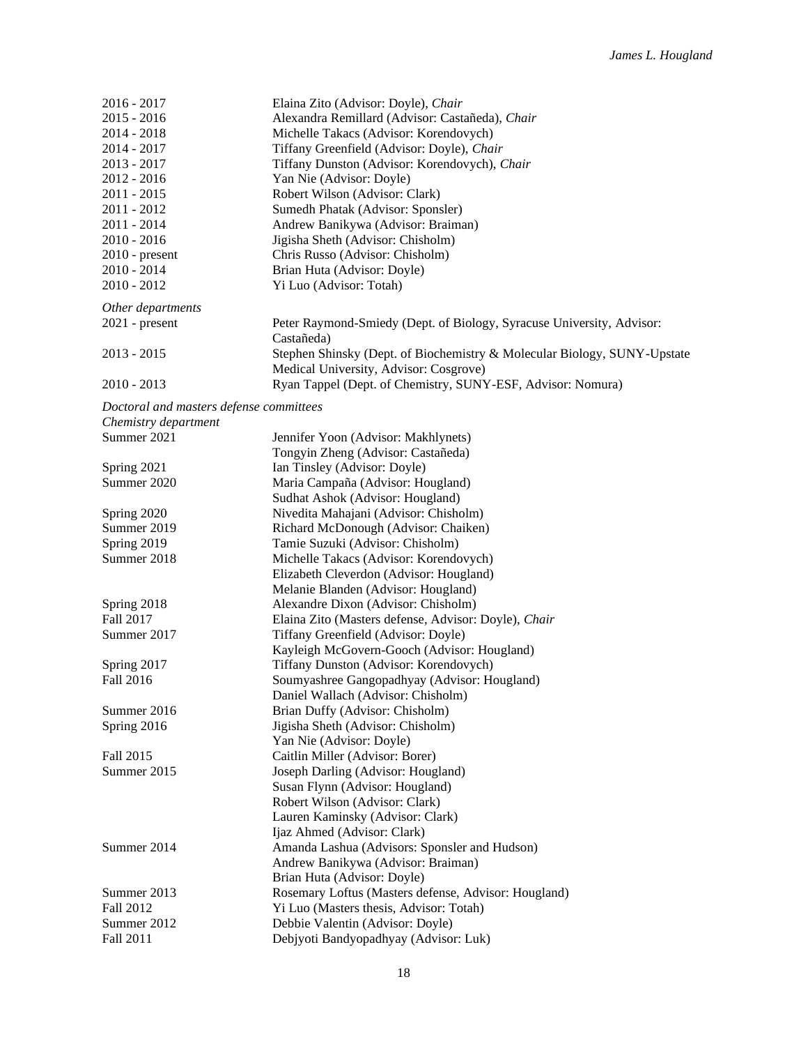| | |
|---|---|
| 2016 - 2017 | Elaina Zito (Advisor: Doyle), *Chair* |
| 2015 - 2016 | Alexandra Remillard (Advisor: Castañeda), *Chair* |
| 2014 - 2018 | Michelle Takacs (Advisor: Korendovych) |
| 2014 - 2017 | Tiffany Greenfield (Advisor: Doyle), *Chair* |
| 2013 - 2017 | Tiffany Dunston (Advisor: Korendovych), *Chair* |
| 2012 - 2016 | Yan Nie (Advisor: Doyle) |
| 2011 - 2015 | Robert Wilson (Advisor: Clark) |
| 2011 - 2012 | Sumedh Phatak (Advisor: Sponsler) |
| 2011 - 2014 | Andrew Banikywa (Advisor: Braiman) |
| 2010 - 2016 | Jigisha Sheth (Advisor: Chisholm) |
| 2010 - present | Chris Russo (Advisor: Chisholm) |
| 2010 - 2014 | Brian Huta (Advisor: Doyle) |
| 2010 - 2012 | Yi Luo (Advisor: Totah) |

*Other departments*

| | |
|---|---|
| 2021 - present | Peter Raymond-Smiedy (Dept. of Biology, Syracuse University, Advisor: Castañeda) |
| 2013 - 2015 | Stephen Shinsky (Dept. of Biochemistry & Molecular Biology, SUNY-Upstate Medical University, Advisor: Cosgrove) |
| 2010 - 2013 | Ryan Tappel (Dept. of Chemistry, SUNY-ESF, Advisor: Nomura) |

*Doctoral and masters defense committees*

*Chemistry department*

| | |
|---|---|
| Summer 2021 | Jennifer Yoon (Advisor: Makhlynets) |
| | Tongyin Zheng (Advisor: Castañeda) |
| Spring 2021 | Ian Tinsley (Advisor: Doyle) |
| Summer 2020 | Maria Campaña (Advisor: Hougland) |
| | Sudhat Ashok (Advisor: Hougland) |
| Spring 2020 | Nivedita Mahajani (Advisor: Chisholm) |
| Summer 2019 | Richard McDonough (Advisor: Chaiken) |
| Spring 2019 | Tamie Suzuki (Advisor: Chisholm) |
| Summer 2018 | Michelle Takacs (Advisor: Korendovych) |
| | Elizabeth Cleverdon (Advisor: Hougland) |
| | Melanie Blanden (Advisor: Hougland) |
| Spring 2018 | Alexandre Dixon (Advisor: Chisholm) |
| Fall 2017 | Elaina Zito (Masters defense, Advisor: Doyle), *Chair* |
| Summer 2017 | Tiffany Greenfield (Advisor: Doyle) |
| | Kayleigh McGovern-Gooch (Advisor: Hougland) |
| Spring 2017 | Tiffany Dunston (Advisor: Korendovych) |
| Fall 2016 | Soumyashree Gangopadhyay (Advisor: Hougland) |
| | Daniel Wallach (Advisor: Chisholm) |
| Summer 2016 | Brian Duffy (Advisor: Chisholm) |
| Spring 2016 | Jigisha Sheth (Advisor: Chisholm) |
| | Yan Nie (Advisor: Doyle) |
| Fall 2015 | Caitlin Miller (Advisor: Borer) |
| Summer 2015 | Joseph Darling (Advisor: Hougland) |
| | Susan Flynn (Advisor: Hougland) |
| | Robert Wilson (Advisor: Clark) |
| | Lauren Kaminsky (Advisor: Clark) |
| | Ijaz Ahmed (Advisor: Clark) |
| Summer 2014 | Amanda Lashua (Advisors: Sponsler and Hudson) |
| | Andrew Banikywa (Advisor: Braiman) |
| | Brian Huta (Advisor: Doyle) |
| Summer 2013 | Rosemary Loftus (Masters defense, Advisor: Hougland) |
| Fall 2012 | Yi Luo (Masters thesis, Advisor: Totah) |
| Summer 2012 | Debbie Valentin (Advisor: Doyle) |
| Fall 2011 | Debjyoti Bandyopadhyay (Advisor: Luk) |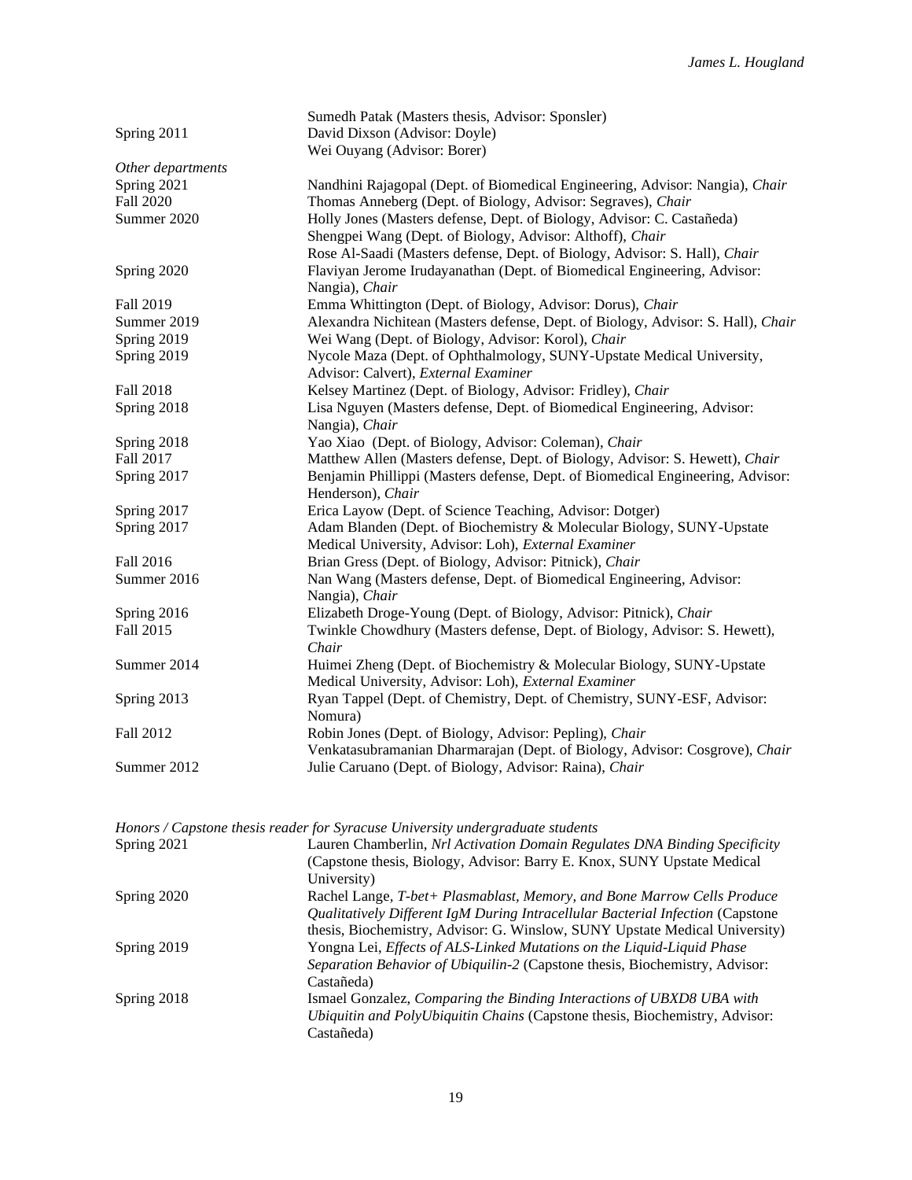| | |
|---|---|
| | Sumedh Patak (Masters thesis, Advisor: Sponsler) |
| Spring 2011 | David Dixson (Advisor: Doyle) |
| | Wei Ouyang (Advisor: Borer) |

*Other departments*

| | |
|---|---|
| Spring 2021 | Nandhini Rajagopal (Dept. of Biomedical Engineering, Advisor: Nangia), *Chair* |
| Fall 2020 | Thomas Anneberg (Dept. of Biology, Advisor: Segraves), *Chair* |
| Summer 2020 | Holly Jones (Masters defense, Dept. of Biology, Advisor: C. Castañeda) |
| | Shengpei Wang (Dept. of Biology, Advisor: Althoff), *Chair* |
| | Rose Al-Saadi (Masters defense, Dept. of Biology, Advisor: S. Hall), *Chair* |
| Spring 2020 | Flaviyan Jerome Irudayanathan (Dept. of Biomedical Engineering, Advisor: Nangia), *Chair* |
| Fall 2019 | Emma Whittington (Dept. of Biology, Advisor: Dorus), *Chair* |
| Summer 2019 | Alexandra Nichitean (Masters defense, Dept. of Biology, Advisor: S. Hall), *Chair* |
| Spring 2019 | Wei Wang (Dept. of Biology, Advisor: Korol), *Chair* |
| Spring 2019 | Nycole Maza (Dept. of Ophthalmology, SUNY-Upstate Medical University, Advisor: Calvert), *External Examiner* |
| Fall 2018 | Kelsey Martinez (Dept. of Biology, Advisor: Fridley), *Chair* |
| Spring 2018 | Lisa Nguyen (Masters defense, Dept. of Biomedical Engineering, Advisor: Nangia), *Chair* |
| Spring 2018 | Yao Xiao (Dept. of Biology, Advisor: Coleman), *Chair* |
| Fall 2017 | Matthew Allen (Masters defense, Dept. of Biology, Advisor: S. Hewett), *Chair* |
| Spring 2017 | Benjamin Phillippi (Masters defense, Dept. of Biomedical Engineering, Advisor: Henderson), *Chair* |
| Spring 2017 | Erica Layow (Dept. of Science Teaching, Advisor: Dotger) |
| Spring 2017 | Adam Blanden (Dept. of Biochemistry & Molecular Biology, SUNY-Upstate Medical University, Advisor: Loh), *External Examiner* |
| Fall 2016 | Brian Gress (Dept. of Biology, Advisor: Pitnick), *Chair* |
| Summer 2016 | Nan Wang (Masters defense, Dept. of Biomedical Engineering, Advisor: Nangia), *Chair* |
| Spring 2016 | Elizabeth Droge-Young (Dept. of Biology, Advisor: Pitnick), *Chair* |
| Fall 2015 | Twinkle Chowdhury (Masters defense, Dept. of Biology, Advisor: S. Hewett), *Chair* |
| Summer 2014 | Huimei Zheng (Dept. of Biochemistry & Molecular Biology, SUNY-Upstate Medical University, Advisor: Loh), *External Examiner* |
| Spring 2013 | Ryan Tappel (Dept. of Chemistry, Dept. of Chemistry, SUNY-ESF, Advisor: Nomura) |
| Fall 2012 | Robin Jones (Dept. of Biology, Advisor: Pepling), *Chair* |
| | Venkatasubramanian Dharmarajan (Dept. of Biology, Advisor: Cosgrove), *Chair* |
| Summer 2012 | Julie Caruano (Dept. of Biology, Advisor: Raina), *Chair* |

*Honors / Capstone thesis reader for Syracuse University undergraduate students*

| | |
|---|---|
| Spring 2021 | Lauren Chamberlin, *Nrl Activation Domain Regulates DNA Binding Specificity* (Capstone thesis, Biology, Advisor: Barry E. Knox, SUNY Upstate Medical University) |
| Spring 2020 | Rachel Lange, *T-bet+ Plasmablast, Memory, and Bone Marrow Cells Produce Qualitatively Different IgM During Intracellular Bacterial Infection* (Capstone thesis, Biochemistry, Advisor: G. Winslow, SUNY Upstate Medical University) |
| Spring 2019 | Yongna Lei, *Effects of ALS-Linked Mutations on the Liquid-Liquid Phase Separation Behavior of Ubiquilin-2* (Capstone thesis, Biochemistry, Advisor: Castañeda) |
| Spring 2018 | Ismael Gonzalez, *Comparing the Binding Interactions of UBXD8 UBA with Ubiquitin and PolyUbiquitin Chains* (Capstone thesis, Biochemistry, Advisor: Castañeda) |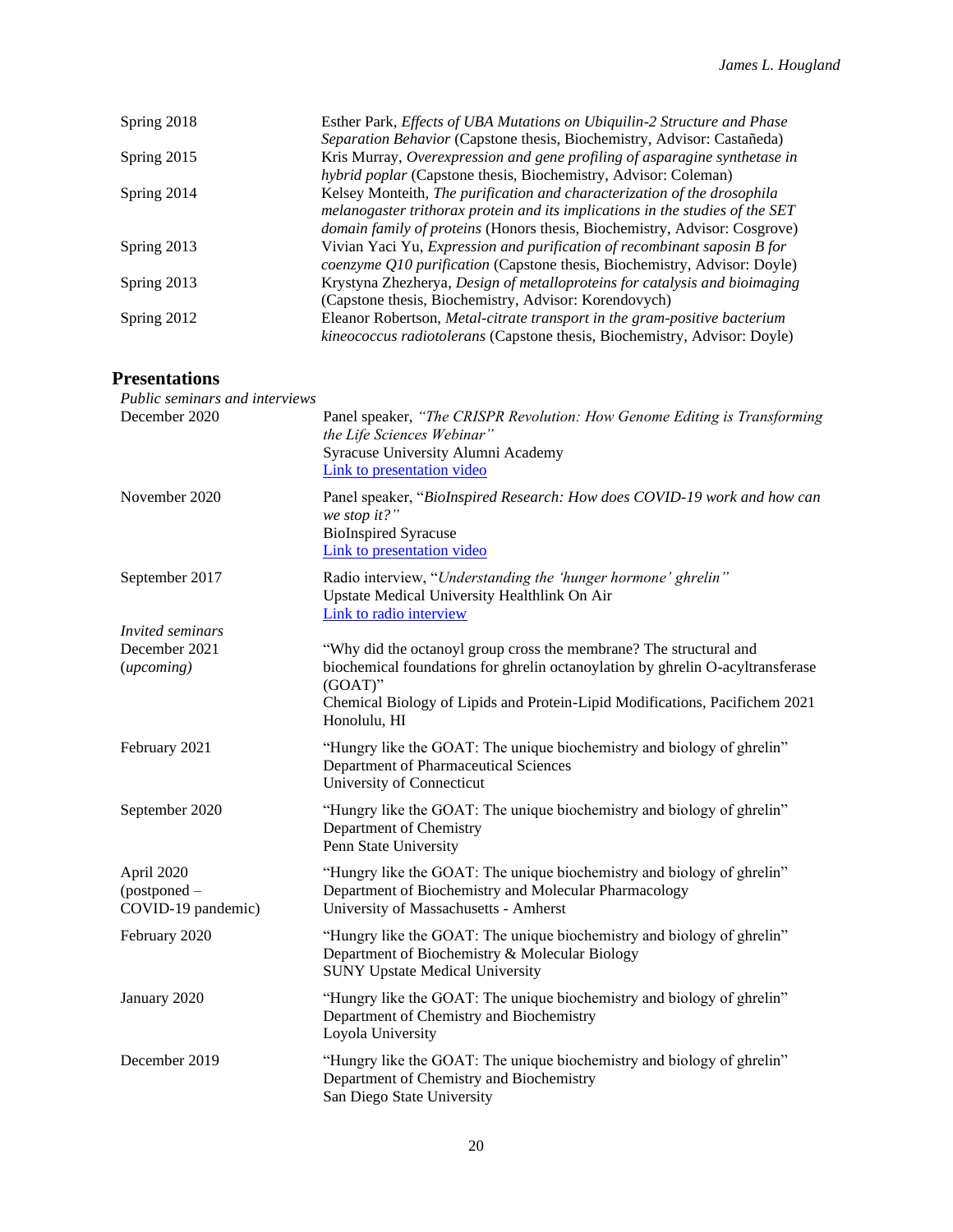| | |
|---|---|
| Spring 2018 | Esther Park, *Effects of UBA Mutations on Ubiquilin-2 Structure and Phase Separation Behavior* (Capstone thesis, Biochemistry, Advisor: Castañeda) |
| Spring 2015 | Kris Murray, *Overexpression and gene profiling of asparagine synthetase in hybrid poplar* (Capstone thesis, Biochemistry, Advisor: Coleman) |
| Spring 2014 | Kelsey Monteith, *The purification and characterization of the drosophila melanogaster trithorax protein and its implications in the studies of the SET domain family of proteins* (Honors thesis, Biochemistry, Advisor: Cosgrove) |
| Spring 2013 | Vivian Yaci Yu, *Expression and purification of recombinant saposin B for coenzyme Q10 purification* (Capstone thesis, Biochemistry, Advisor: Doyle) |
| Spring 2013 | Krystyna Zhezherya, *Design of metalloproteins for catalysis and bioimaging* (Capstone thesis, Biochemistry, Advisor: Korendovych) |
| Spring 2012 | Eleanor Robertson, *Metal-citrate transport in the gram-positive bacterium kineococcus radiotolerans* (Capstone thesis, Biochemistry, Advisor: Doyle) |

## Presentations

*Public seminars and interviews*

| | |
|---|---|
| December 2020 | Panel speaker, *"The CRISPR Revolution: How Genome Editing is Transforming the Life Sciences Webinar"*<br>Syracuse University Alumni Academy<br>Link to presentation video |
| November 2020 | Panel speaker, "*BioInspired Research: How does COVID-19 work and how can we stop it?"*<br>BioInspired Syracuse<br>Link to presentation video |
| September 2017 | Radio interview, "*Understanding the 'hunger hormone' ghrelin"*<br>Upstate Medical University Healthlink On Air<br>Link to radio interview |

*Invited seminars*

| | |
|---|---|
| December 2021 (*upcoming)* | "Why did the octanoyl group cross the membrane? The structural and biochemical foundations for ghrelin octanoylation by ghrelin O-acyltransferase (GOAT)"<br>Chemical Biology of Lipids and Protein-Lipid Modifications, Pacifichem 2021<br>Honolulu, HI |
| February 2021 | "Hungry like the GOAT: The unique biochemistry and biology of ghrelin"<br>Department of Pharmaceutical Sciences<br>University of Connecticut |
| September 2020 | "Hungry like the GOAT: The unique biochemistry and biology of ghrelin"<br>Department of Chemistry<br>Penn State University |
| April 2020 (postponed – COVID-19 pandemic) | "Hungry like the GOAT: The unique biochemistry and biology of ghrelin"<br>Department of Biochemistry and Molecular Pharmacology<br>University of Massachusetts - Amherst |
| February 2020 | "Hungry like the GOAT: The unique biochemistry and biology of ghrelin"<br>Department of Biochemistry & Molecular Biology<br>SUNY Upstate Medical University |
| January 2020 | "Hungry like the GOAT: The unique biochemistry and biology of ghrelin"<br>Department of Chemistry and Biochemistry<br>Loyola University |
| December 2019 | "Hungry like the GOAT: The unique biochemistry and biology of ghrelin"<br>Department of Chemistry and Biochemistry<br>San Diego State University |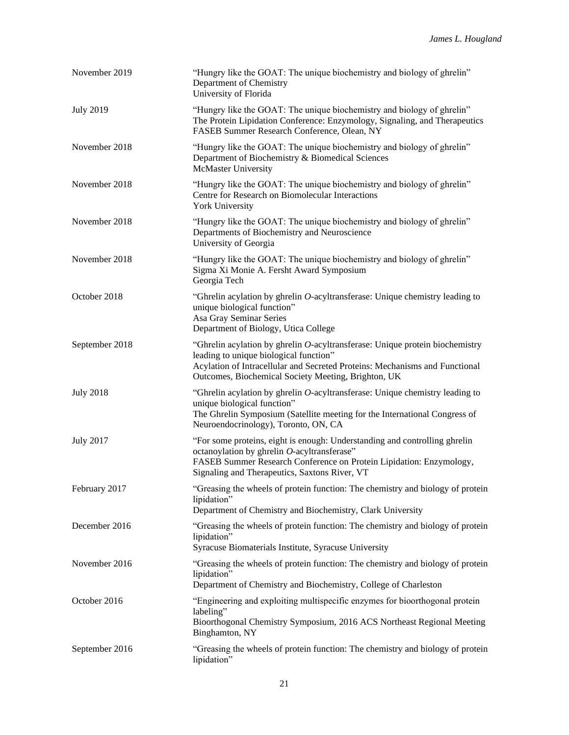| | |
|---|---|
| November 2019 | "Hungry like the GOAT: The unique biochemistry and biology of ghrelin"<br>Department of Chemistry<br>University of Florida |
| July 2019 | "Hungry like the GOAT: The unique biochemistry and biology of ghrelin"<br>The Protein Lipidation Conference: Enzymology, Signaling, and Therapeutics<br>FASEB Summer Research Conference, Olean, NY |
| November 2018 | "Hungry like the GOAT: The unique biochemistry and biology of ghrelin"<br>Department of Biochemistry & Biomedical Sciences<br>McMaster University |
| November 2018 | "Hungry like the GOAT: The unique biochemistry and biology of ghrelin"<br>Centre for Research on Biomolecular Interactions<br>York University |
| November 2018 | "Hungry like the GOAT: The unique biochemistry and biology of ghrelin"<br>Departments of Biochemistry and Neuroscience<br>University of Georgia |
| November 2018 | "Hungry like the GOAT: The unique biochemistry and biology of ghrelin"<br>Sigma Xi Monie A. Fersht Award Symposium<br>Georgia Tech |
| October 2018 | "Ghrelin acylation by ghrelin *O*-acyltransferase: Unique chemistry leading to unique biological function"<br>Asa Gray Seminar Series<br>Department of Biology, Utica College |
| September 2018 | "Ghrelin acylation by ghrelin *O*-acyltransferase: Unique protein biochemistry leading to unique biological function"<br>Acylation of Intracellular and Secreted Proteins: Mechanisms and Functional Outcomes, Biochemical Society Meeting, Brighton, UK |
| July 2018 | "Ghrelin acylation by ghrelin *O*-acyltransferase: Unique chemistry leading to unique biological function"<br>The Ghrelin Symposium (Satellite meeting for the International Congress of Neuroendocrinology), Toronto, ON, CA |
| July 2017 | "For some proteins, eight is enough: Understanding and controlling ghrelin octanoylation by ghrelin *O*-acyltransferase"<br>FASEB Summer Research Conference on Protein Lipidation: Enzymology, Signaling and Therapeutics, Saxtons River, VT |
| February 2017 | "Greasing the wheels of protein function: The chemistry and biology of protein lipidation"<br>Department of Chemistry and Biochemistry, Clark University |
| December 2016 | "Greasing the wheels of protein function: The chemistry and biology of protein lipidation"<br>Syracuse Biomaterials Institute, Syracuse University |
| November 2016 | "Greasing the wheels of protein function: The chemistry and biology of protein lipidation"<br>Department of Chemistry and Biochemistry, College of Charleston |
| October 2016 | "Engineering and exploiting multispecific enzymes for bioorthogonal protein labeling"<br>Bioorthogonal Chemistry Symposium, 2016 ACS Northeast Regional Meeting Binghamton, NY |
| September 2016 | "Greasing the wheels of protein function: The chemistry and biology of protein lipidation" |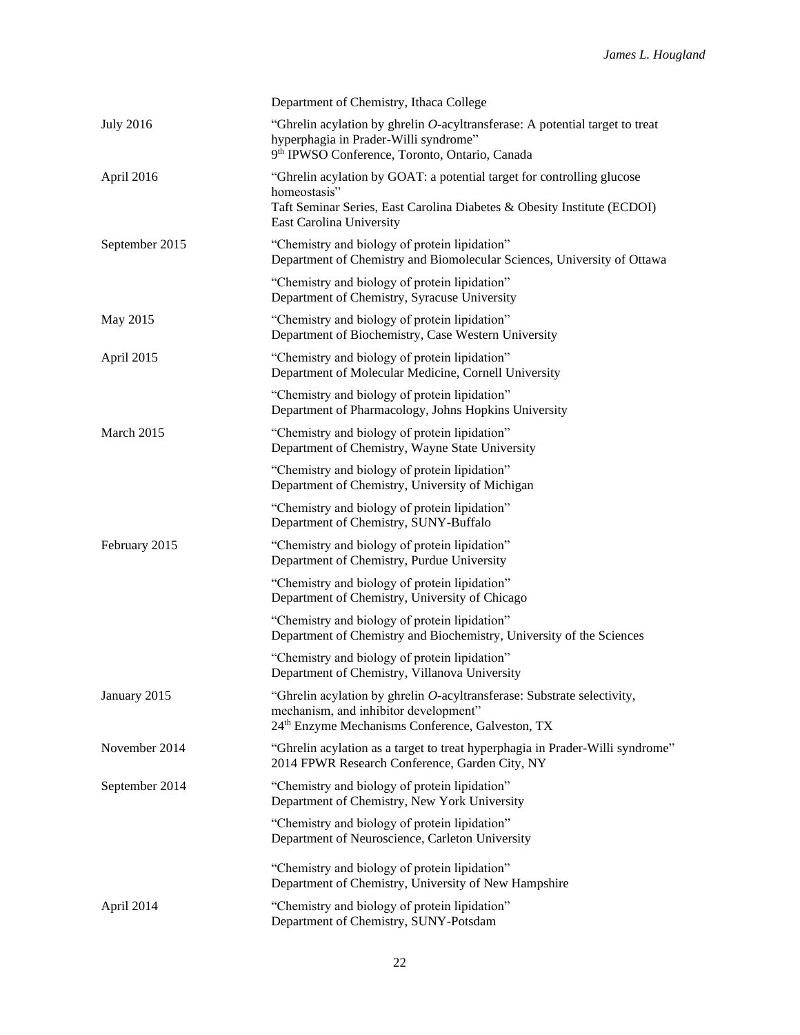| | |
|---|---|
| | Department of Chemistry, Ithaca College |
| July 2016 | "Ghrelin acylation by ghrelin *O*-acyltransferase: A potential target to treat hyperphagia in Prader-Willi syndrome"<br>9th IPWSO Conference, Toronto, Ontario, Canada |
| April 2016 | "Ghrelin acylation by GOAT: a potential target for controlling glucose homeostasis"<br>Taft Seminar Series, East Carolina Diabetes & Obesity Institute (ECDOI)<br>East Carolina University |
| September 2015 | "Chemistry and biology of protein lipidation"<br>Department of Chemistry and Biomolecular Sciences, University of Ottawa |
| | "Chemistry and biology of protein lipidation"<br>Department of Chemistry, Syracuse University |
| May 2015 | "Chemistry and biology of protein lipidation"<br>Department of Biochemistry, Case Western University |
| April 2015 | "Chemistry and biology of protein lipidation"<br>Department of Molecular Medicine, Cornell University |
| | "Chemistry and biology of protein lipidation"<br>Department of Pharmacology, Johns Hopkins University |
| March 2015 | "Chemistry and biology of protein lipidation"<br>Department of Chemistry, Wayne State University |
| | "Chemistry and biology of protein lipidation"<br>Department of Chemistry, University of Michigan |
| | "Chemistry and biology of protein lipidation"<br>Department of Chemistry, SUNY-Buffalo |
| February 2015 | "Chemistry and biology of protein lipidation"<br>Department of Chemistry, Purdue University |
| | "Chemistry and biology of protein lipidation"<br>Department of Chemistry, University of Chicago |
| | "Chemistry and biology of protein lipidation"<br>Department of Chemistry and Biochemistry, University of the Sciences |
| | "Chemistry and biology of protein lipidation"<br>Department of Chemistry, Villanova University |
| January 2015 | "Ghrelin acylation by ghrelin *O*-acyltransferase: Substrate selectivity, mechanism, and inhibitor development"<br>24th Enzyme Mechanisms Conference, Galveston, TX |
| November 2014 | "Ghrelin acylation as a target to treat hyperphagia in Prader-Willi syndrome"<br>2014 FPWR Research Conference, Garden City, NY |
| September 2014 | "Chemistry and biology of protein lipidation"<br>Department of Chemistry, New York University |
| | "Chemistry and biology of protein lipidation"<br>Department of Neuroscience, Carleton University |
| | "Chemistry and biology of protein lipidation"<br>Department of Chemistry, University of New Hampshire |
| April 2014 | "Chemistry and biology of protein lipidation"<br>Department of Chemistry, SUNY-Potsdam |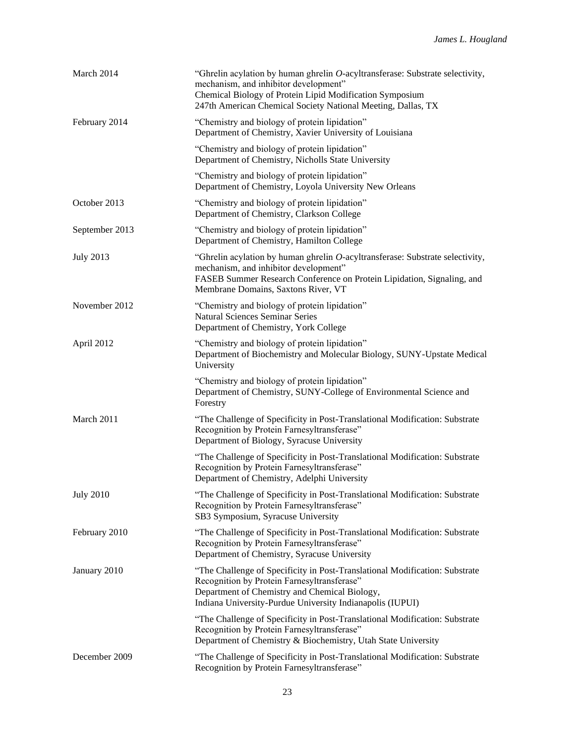| | |
|---|---|
| March 2014 | "Ghrelin acylation by human ghrelin *O*-acyltransferase: Substrate selectivity, mechanism, and inhibitor development"<br>Chemical Biology of Protein Lipid Modification Symposium<br>247th American Chemical Society National Meeting, Dallas, TX |
| February 2014 | "Chemistry and biology of protein lipidation"<br>Department of Chemistry, Xavier University of Louisiana |
| | "Chemistry and biology of protein lipidation"<br>Department of Chemistry, Nicholls State University |
| | "Chemistry and biology of protein lipidation"<br>Department of Chemistry, Loyola University New Orleans |
| October 2013 | "Chemistry and biology of protein lipidation"<br>Department of Chemistry, Clarkson College |
| September 2013 | "Chemistry and biology of protein lipidation"<br>Department of Chemistry, Hamilton College |
| July 2013 | "Ghrelin acylation by human ghrelin *O*-acyltransferase: Substrate selectivity, mechanism, and inhibitor development"<br>FASEB Summer Research Conference on Protein Lipidation, Signaling, and Membrane Domains, Saxtons River, VT |
| November 2012 | "Chemistry and biology of protein lipidation"<br>Natural Sciences Seminar Series<br>Department of Chemistry, York College |
| April 2012 | "Chemistry and biology of protein lipidation"<br>Department of Biochemistry and Molecular Biology, SUNY-Upstate Medical University |
| | "Chemistry and biology of protein lipidation"<br>Department of Chemistry, SUNY-College of Environmental Science and Forestry |
| March 2011 | "The Challenge of Specificity in Post-Translational Modification: Substrate Recognition by Protein Farnesyltransferase"<br>Department of Biology, Syracuse University |
| | "The Challenge of Specificity in Post-Translational Modification: Substrate Recognition by Protein Farnesyltransferase"<br>Department of Chemistry, Adelphi University |
| July 2010 | "The Challenge of Specificity in Post-Translational Modification: Substrate Recognition by Protein Farnesyltransferase"<br>SB3 Symposium, Syracuse University |
| February 2010 | "The Challenge of Specificity in Post-Translational Modification: Substrate Recognition by Protein Farnesyltransferase"<br>Department of Chemistry, Syracuse University |
| January 2010 | "The Challenge of Specificity in Post-Translational Modification: Substrate Recognition by Protein Farnesyltransferase"<br>Department of Chemistry and Chemical Biology,<br>Indiana University-Purdue University Indianapolis (IUPUI) |
| | "The Challenge of Specificity in Post-Translational Modification: Substrate Recognition by Protein Farnesyltransferase"<br>Department of Chemistry & Biochemistry, Utah State University |
| December 2009 | "The Challenge of Specificity in Post-Translational Modification: Substrate Recognition by Protein Farnesyltransferase" |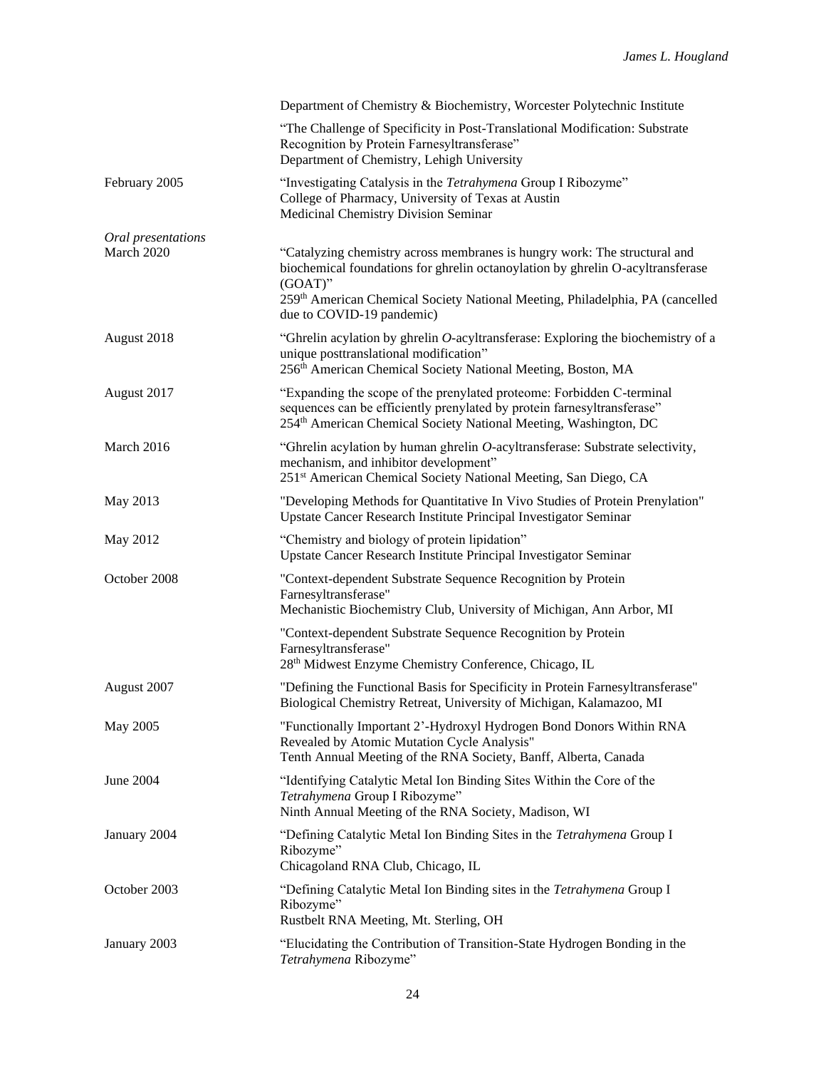| | |
|---|---|
| | Department of Chemistry & Biochemistry, Worcester Polytechnic Institute |
| | "The Challenge of Specificity in Post-Translational Modification: Substrate Recognition by Protein Farnesyltransferase"<br>Department of Chemistry, Lehigh University |
| February 2005 | "Investigating Catalysis in the *Tetrahymena* Group I Ribozyme"<br>College of Pharmacy, University of Texas at Austin<br>Medicinal Chemistry Division Seminar |

*Oral presentations*

| | |
|---|---|
| March 2020 | "Catalyzing chemistry across membranes is hungry work: The structural and biochemical foundations for ghrelin octanoylation by ghrelin O-acyltransferase (GOAT)"<br>259th American Chemical Society National Meeting, Philadelphia, PA (cancelled due to COVID-19 pandemic) |
| August 2018 | "Ghrelin acylation by ghrelin *O*-acyltransferase: Exploring the biochemistry of a unique posttranslational modification"<br>256th American Chemical Society National Meeting, Boston, MA |
| August 2017 | "Expanding the scope of the prenylated proteome: Forbidden C-terminal sequences can be efficiently prenylated by protein farnesyltransferase"<br>254th American Chemical Society National Meeting, Washington, DC |
| March 2016 | "Ghrelin acylation by human ghrelin *O*-acyltransferase: Substrate selectivity, mechanism, and inhibitor development"<br>251st American Chemical Society National Meeting, San Diego, CA |
| May 2013 | "Developing Methods for Quantitative In Vivo Studies of Protein Prenylation"<br>Upstate Cancer Research Institute Principal Investigator Seminar |
| May 2012 | "Chemistry and biology of protein lipidation"<br>Upstate Cancer Research Institute Principal Investigator Seminar |
| October 2008 | "Context-dependent Substrate Sequence Recognition by Protein Farnesyltransferase"<br>Mechanistic Biochemistry Club, University of Michigan, Ann Arbor, MI |
| | "Context-dependent Substrate Sequence Recognition by Protein Farnesyltransferase"<br>28th Midwest Enzyme Chemistry Conference, Chicago, IL |
| August 2007 | "Defining the Functional Basis for Specificity in Protein Farnesyltransferase"<br>Biological Chemistry Retreat, University of Michigan, Kalamazoo, MI |
| May 2005 | "Functionally Important 2'-Hydroxyl Hydrogen Bond Donors Within RNA Revealed by Atomic Mutation Cycle Analysis"<br>Tenth Annual Meeting of the RNA Society, Banff, Alberta, Canada |
| June 2004 | "Identifying Catalytic Metal Ion Binding Sites Within the Core of the *Tetrahymena* Group I Ribozyme"<br>Ninth Annual Meeting of the RNA Society, Madison, WI |
| January 2004 | "Defining Catalytic Metal Ion Binding Sites in the *Tetrahymena* Group I Ribozyme"<br>Chicagoland RNA Club, Chicago, IL |
| October 2003 | "Defining Catalytic Metal Ion Binding sites in the *Tetrahymena* Group I Ribozyme"<br>Rustbelt RNA Meeting, Mt. Sterling, OH |
| January 2003 | "Elucidating the Contribution of Transition-State Hydrogen Bonding in the *Tetrahymena* Ribozyme" |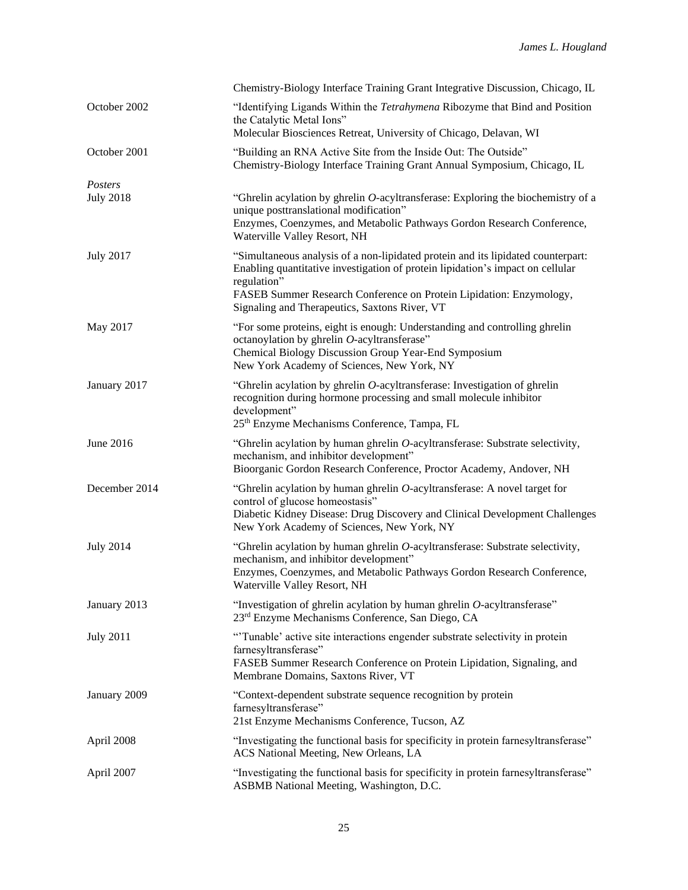| | |
|---|---|
| | Chemistry-Biology Interface Training Grant Integrative Discussion, Chicago, IL |
| October 2002 | "Identifying Ligands Within the *Tetrahymena* Ribozyme that Bind and Position the Catalytic Metal Ions"<br>Molecular Biosciences Retreat, University of Chicago, Delavan, WI |
| October 2001 | "Building an RNA Active Site from the Inside Out: The Outside"<br>Chemistry-Biology Interface Training Grant Annual Symposium, Chicago, IL |

*Posters*

| | |
|---|---|
| July 2018 | "Ghrelin acylation by ghrelin *O*-acyltransferase: Exploring the biochemistry of a unique posttranslational modification"<br>Enzymes, Coenzymes, and Metabolic Pathways Gordon Research Conference, Waterville Valley Resort, NH |
| July 2017 | "Simultaneous analysis of a non-lipidated protein and its lipidated counterpart: Enabling quantitative investigation of protein lipidation's impact on cellular regulation"<br>FASEB Summer Research Conference on Protein Lipidation: Enzymology, Signaling and Therapeutics, Saxtons River, VT |
| May 2017 | "For some proteins, eight is enough: Understanding and controlling ghrelin octanoylation by ghrelin *O*-acyltransferase"<br>Chemical Biology Discussion Group Year-End Symposium<br>New York Academy of Sciences, New York, NY |
| January 2017 | "Ghrelin acylation by ghrelin *O*-acyltransferase: Investigation of ghrelin recognition during hormone processing and small molecule inhibitor development"<br>25th Enzyme Mechanisms Conference, Tampa, FL |
| June 2016 | "Ghrelin acylation by human ghrelin *O*-acyltransferase: Substrate selectivity, mechanism, and inhibitor development"<br>Bioorganic Gordon Research Conference, Proctor Academy, Andover, NH |
| December 2014 | "Ghrelin acylation by human ghrelin *O*-acyltransferase: A novel target for control of glucose homeostasis"<br>Diabetic Kidney Disease: Drug Discovery and Clinical Development Challenges<br>New York Academy of Sciences, New York, NY |
| July 2014 | "Ghrelin acylation by human ghrelin *O*-acyltransferase: Substrate selectivity, mechanism, and inhibitor development"<br>Enzymes, Coenzymes, and Metabolic Pathways Gordon Research Conference, Waterville Valley Resort, NH |
| January 2013 | "Investigation of ghrelin acylation by human ghrelin *O*-acyltransferase"<br>23rd Enzyme Mechanisms Conference, San Diego, CA |
| July 2011 | "'Tunable' active site interactions engender substrate selectivity in protein farnesyltransferase"<br>FASEB Summer Research Conference on Protein Lipidation, Signaling, and Membrane Domains, Saxtons River, VT |
| January 2009 | "Context-dependent substrate sequence recognition by protein farnesyltransferase"<br>21st Enzyme Mechanisms Conference, Tucson, AZ |
| April 2008 | "Investigating the functional basis for specificity in protein farnesyltransferase"<br>ACS National Meeting, New Orleans, LA |
| April 2007 | "Investigating the functional basis for specificity in protein farnesyltransferase"<br>ASBMB National Meeting, Washington, D.C. |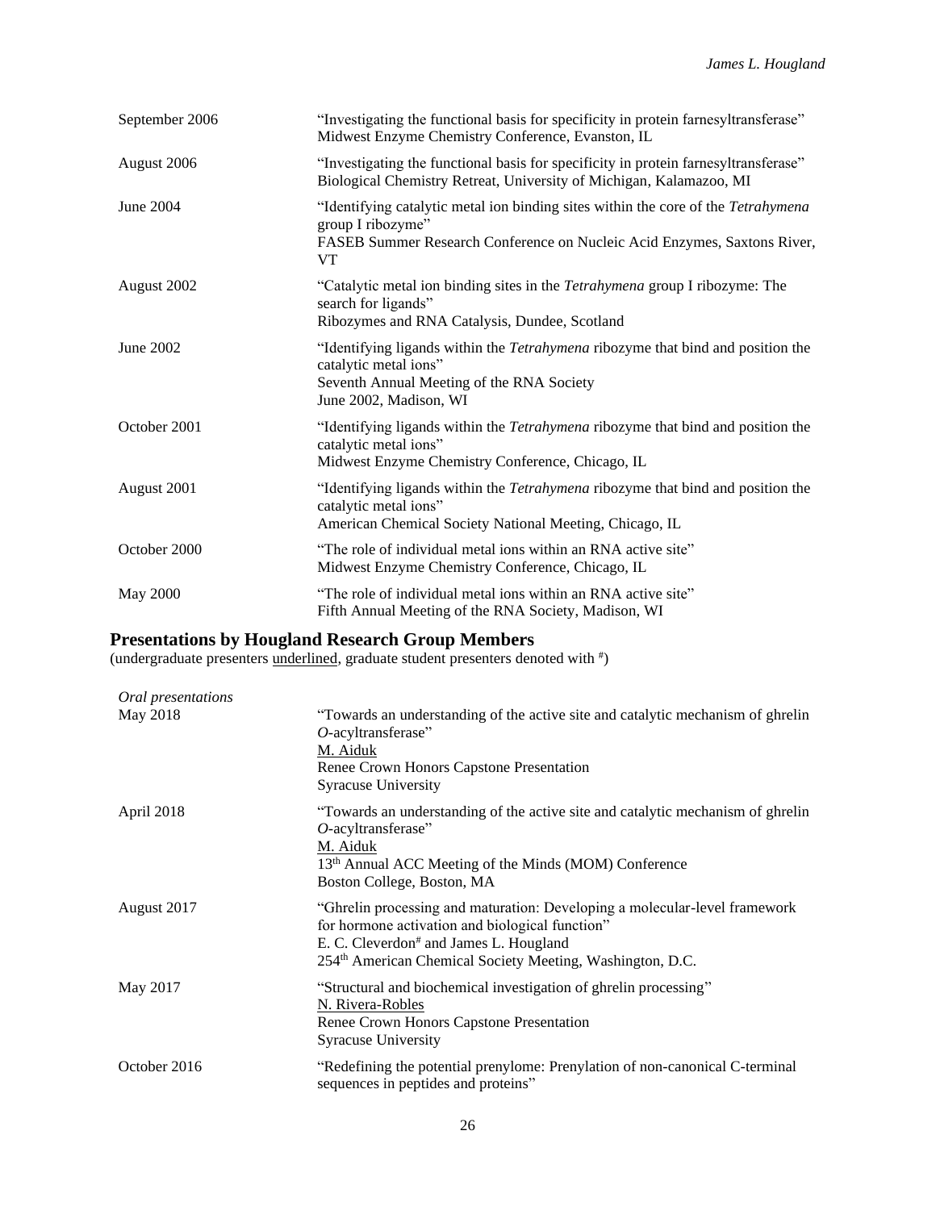| | |
|---|---|
| September 2006 | "Investigating the functional basis for specificity in protein farnesyltransferase"<br>Midwest Enzyme Chemistry Conference, Evanston, IL |
| August 2006 | "Investigating the functional basis for specificity in protein farnesyltransferase"<br>Biological Chemistry Retreat, University of Michigan, Kalamazoo, MI |
| June 2004 | "Identifying catalytic metal ion binding sites within the core of the *Tetrahymena* group I ribozyme"<br>FASEB Summer Research Conference on Nucleic Acid Enzymes, Saxtons River, VT |
| August 2002 | "Catalytic metal ion binding sites in the *Tetrahymena* group I ribozyme: The search for ligands"<br>Ribozymes and RNA Catalysis, Dundee, Scotland |
| June 2002 | "Identifying ligands within the *Tetrahymena* ribozyme that bind and position the catalytic metal ions"<br>Seventh Annual Meeting of the RNA Society<br>June 2002, Madison, WI |
| October 2001 | "Identifying ligands within the *Tetrahymena* ribozyme that bind and position the catalytic metal ions"<br>Midwest Enzyme Chemistry Conference, Chicago, IL |
| August 2001 | "Identifying ligands within the *Tetrahymena* ribozyme that bind and position the catalytic metal ions"<br>American Chemical Society National Meeting, Chicago, IL |
| October 2000 | "The role of individual metal ions within an RNA active site"<br>Midwest Enzyme Chemistry Conference, Chicago, IL |
| May 2000 | "The role of individual metal ions within an RNA active site"<br>Fifth Annual Meeting of the RNA Society, Madison, WI |

## Presentations by Hougland Research Group Members

(undergraduate presenters underlined, graduate student presenters denoted with #)

*Oral presentations*

| | |
|---|---|
| May 2018 | "Towards an understanding of the active site and catalytic mechanism of ghrelin *O*-acyltransferase"<br>M. Aiduk<br>Renee Crown Honors Capstone Presentation<br>Syracuse University |
| April 2018 | "Towards an understanding of the active site and catalytic mechanism of ghrelin *O*-acyltransferase"<br>M. Aiduk<br>13th Annual ACC Meeting of the Minds (MOM) Conference<br>Boston College, Boston, MA |
| August 2017 | "Ghrelin processing and maturation: Developing a molecular-level framework for hormone activation and biological function"<br>E. C. Cleverdon# and James L. Hougland<br>254th American Chemical Society Meeting, Washington, D.C. |
| May 2017 | "Structural and biochemical investigation of ghrelin processing"<br>N. Rivera-Robles<br>Renee Crown Honors Capstone Presentation<br>Syracuse University |
| October 2016 | "Redefining the potential prenylome: Prenylation of non-canonical C-terminal sequences in peptides and proteins" |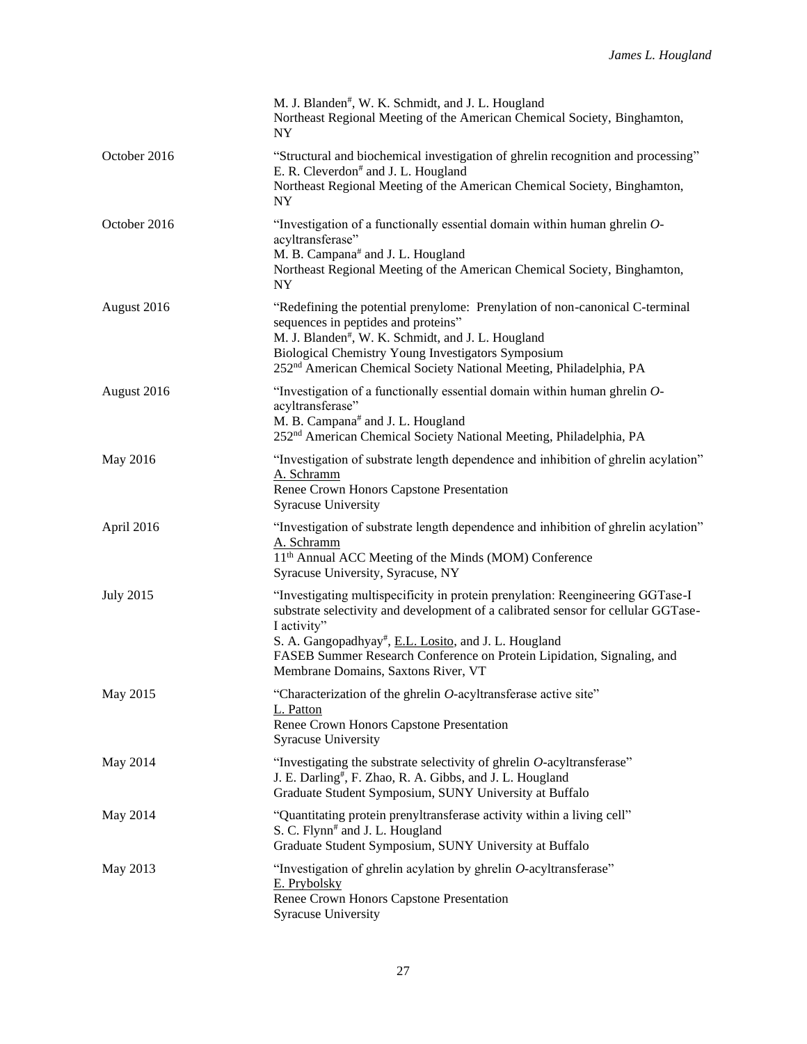M. J. Blanden[#], W. K. Schmidt, and J. L. Hougland
Northeast Regional Meeting of the American Chemical Society, Binghamton, NY

| | |
|---|---|
| October 2016 | "Structural and biochemical investigation of ghrelin recognition and processing"<br>E. R. Cleverdon[#] and J. L. Hougland<br>Northeast Regional Meeting of the American Chemical Society, Binghamton, NY |
| October 2016 | "Investigation of a functionally essential domain within human ghrelin *O*-acyltransferase"<br>M. B. Campana[#] and J. L. Hougland<br>Northeast Regional Meeting of the American Chemical Society, Binghamton, NY |
| August 2016 | "Redefining the potential prenylome: Prenylation of non-canonical C-terminal sequences in peptides and proteins"<br>M. J. Blanden[#], W. K. Schmidt, and J. L. Hougland<br>Biological Chemistry Young Investigators Symposium<br>252nd American Chemical Society National Meeting, Philadelphia, PA |
| August 2016 | "Investigation of a functionally essential domain within human ghrelin *O*-acyltransferase"<br>M. B. Campana[#] and J. L. Hougland<br>252nd American Chemical Society National Meeting, Philadelphia, PA |
| May 2016 | "Investigation of substrate length dependence and inhibition of ghrelin acylation"<br><u>A. Schramm</u><br>Renee Crown Honors Capstone Presentation<br>Syracuse University |
| April 2016 | "Investigation of substrate length dependence and inhibition of ghrelin acylation"<br><u>A. Schramm</u><br>11th Annual ACC Meeting of the Minds (MOM) Conference<br>Syracuse University, Syracuse, NY |
| July 2015 | "Investigating multispecificity in protein prenylation: Reengineering GGTase-I substrate selectivity and development of a calibrated sensor for cellular GGTase-I activity"<br>S. A. Gangopadhyay[#], <u>E.L. Losito</u>, and J. L. Hougland<br>FASEB Summer Research Conference on Protein Lipidation, Signaling, and Membrane Domains, Saxtons River, VT |
| May 2015 | "Characterization of the ghrelin *O*-acyltransferase active site"<br><u>L. Patton</u><br>Renee Crown Honors Capstone Presentation<br>Syracuse University |
| May 2014 | "Investigating the substrate selectivity of ghrelin *O*-acyltransferase"<br>J. E. Darling[#], F. Zhao, R. A. Gibbs, and J. L. Hougland<br>Graduate Student Symposium, SUNY University at Buffalo |
| May 2014 | "Quantitating protein prenyltransferase activity within a living cell"<br>S. C. Flynn[#] and J. L. Hougland<br>Graduate Student Symposium, SUNY University at Buffalo |
| May 2013 | "Investigation of ghrelin acylation by ghrelin *O*-acyltransferase"<br><u>E. Prybolsky</u><br>Renee Crown Honors Capstone Presentation<br>Syracuse University |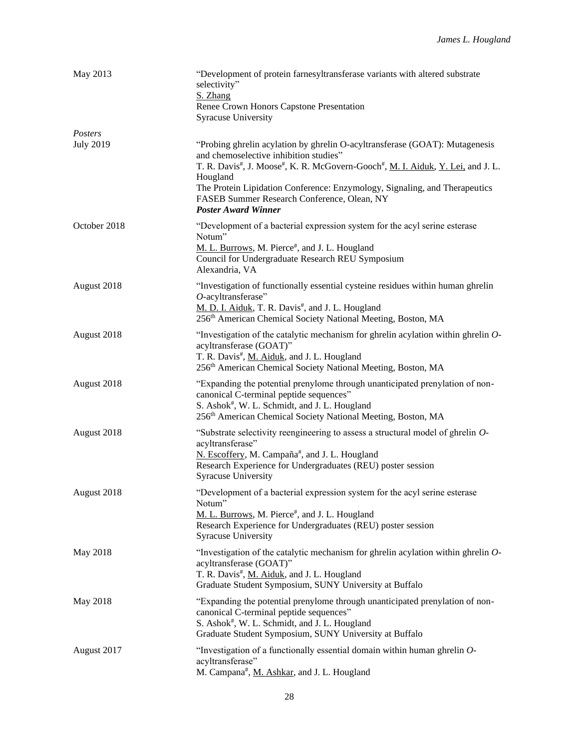May 2013 — "Development of protein farnesyltransferase variants with altered substrate selectivity"
<u>S. Zhang</u>
Renee Crown Honors Capstone Presentation
Syracuse University

*Posters*

July 2019 — "Probing ghrelin acylation by ghrelin O-acyltransferase (GOAT): Mutagenesis and chemoselective inhibition studies"
T. R. Davis[#], J. Moose[#], K. R. McGovern-Gooch[#], <u>M. I. Aiduk</u>, <u>Y. Lei</u>, and J. L. Hougland
The Protein Lipidation Conference: Enzymology, Signaling, and Therapeutics
FASEB Summer Research Conference, Olean, NY
***Poster Award Winner***

October 2018 — "Development of a bacterial expression system for the acyl serine esterase Notum"
<u>M. L. Burrows</u>, M. Pierce[#], and J. L. Hougland
Council for Undergraduate Research REU Symposium
Alexandria, VA

August 2018 — "Investigation of functionally essential cysteine residues within human ghrelin *O*-acyltransferase"
<u>M. D. I. Aiduk</u>, T. R. Davis[#], and J. L. Hougland
256th American Chemical Society National Meeting, Boston, MA

August 2018 — "Investigation of the catalytic mechanism for ghrelin acylation within ghrelin *O*-acyltransferase (GOAT)"
T. R. Davis[#], <u>M. Aiduk</u>, and J. L. Hougland
256th American Chemical Society National Meeting, Boston, MA

August 2018 — "Expanding the potential prenylome through unanticipated prenylation of non-canonical C-terminal peptide sequences"
S. Ashok[#], W. L. Schmidt, and J. L. Hougland
256th American Chemical Society National Meeting, Boston, MA

August 2018 — "Substrate selectivity reengineering to assess a structural model of ghrelin *O*-acyltransferase"
<u>N. Escoffery</u>, M. Campaña[#], and J. L. Hougland
Research Experience for Undergraduates (REU) poster session
Syracuse University

August 2018 — "Development of a bacterial expression system for the acyl serine esterase Notum"
<u>M. L. Burrows</u>, M. Pierce[#], and J. L. Hougland
Research Experience for Undergraduates (REU) poster session
Syracuse University

May 2018 — "Investigation of the catalytic mechanism for ghrelin acylation within ghrelin *O*-acyltransferase (GOAT)"
T. R. Davis[#], <u>M. Aiduk</u>, and J. L. Hougland
Graduate Student Symposium, SUNY University at Buffalo

May 2018 — "Expanding the potential prenylome through unanticipated prenylation of non-canonical C-terminal peptide sequences"
S. Ashok[#], W. L. Schmidt, and J. L. Hougland
Graduate Student Symposium, SUNY University at Buffalo

August 2017 — "Investigation of a functionally essential domain within human ghrelin *O*-acyltransferase"
M. Campana[#], <u>M. Ashkar</u>, and J. L. Hougland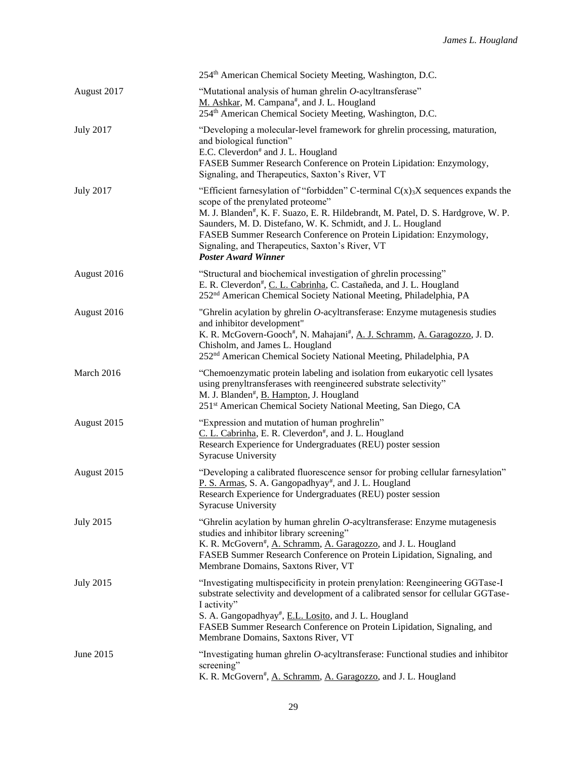254th American Chemical Society Meeting, Washington, D.C.

August 2017 — "Mutational analysis of human ghrelin *O*-acyltransferase"
M. Ashkar, M. Campana[#], and J. L. Hougland
254th American Chemical Society Meeting, Washington, D.C.

July 2017 — "Developing a molecular-level framework for ghrelin processing, maturation, and biological function"
E.C. Cleverdon[#] and J. L. Hougland
FASEB Summer Research Conference on Protein Lipidation: Enzymology, Signaling, and Therapeutics, Saxton's River, VT

July 2017 — "Efficient farnesylation of "forbidden" C-terminal $C(x)_3X$ sequences expands the scope of the prenylated proteome"
M. J. Blanden[#], K. F. Suazo, E. R. Hildebrandt, M. Patel, D. S. Hardgrove, W. P. Saunders, M. D. Distefano, W. K. Schmidt, and J. L. Hougland
FASEB Summer Research Conference on Protein Lipidation: Enzymology, Signaling, and Therapeutics, Saxton's River, VT
***Poster Award Winner***

August 2016 — "Structural and biochemical investigation of ghrelin processing"
E. R. Cleverdon[#], C. L. Cabrinha, C. Castañeda, and J. L. Hougland
252nd American Chemical Society National Meeting, Philadelphia, PA

August 2016 — "Ghrelin acylation by ghrelin *O*-acyltransferase: Enzyme mutagenesis studies and inhibitor development"
K. R. McGovern-Gooch[#], N. Mahajani[#], A. J. Schramm, A. Garagozzo, J. D. Chisholm, and James L. Hougland
252nd American Chemical Society National Meeting, Philadelphia, PA

March 2016 — "Chemoenzymatic protein labeling and isolation from eukaryotic cell lysates using prenyltransferases with reengineered substrate selectivity"
M. J. Blanden[#], B. Hampton, J. Hougland
251st American Chemical Society National Meeting, San Diego, CA

August 2015 — "Expression and mutation of human proghrelin"
C. L. Cabrinha, E. R. Cleverdon[#], and J. L. Hougland
Research Experience for Undergraduates (REU) poster session
Syracuse University

August 2015 — "Developing a calibrated fluorescence sensor for probing cellular farnesylation"
P. S. Armas, S. A. Gangopadhyay[#], and J. L. Hougland
Research Experience for Undergraduates (REU) poster session
Syracuse University

July 2015 — "Ghrelin acylation by human ghrelin *O*-acyltransferase: Enzyme mutagenesis studies and inhibitor library screening"
K. R. McGovern[#], A. Schramm, A. Garagozzo, and J. L. Hougland
FASEB Summer Research Conference on Protein Lipidation, Signaling, and Membrane Domains, Saxtons River, VT

July 2015 — "Investigating multispecificity in protein prenylation: Reengineering GGTase-I substrate selectivity and development of a calibrated sensor for cellular GGTase-I activity"
S. A. Gangopadhyay[#], E.L. Losito, and J. L. Hougland
FASEB Summer Research Conference on Protein Lipidation, Signaling, and Membrane Domains, Saxtons River, VT

June 2015 — "Investigating human ghrelin *O*-acyltransferase: Functional studies and inhibitor screening"
K. R. McGovern[#], A. Schramm, A. Garagozzo, and J. L. Hougland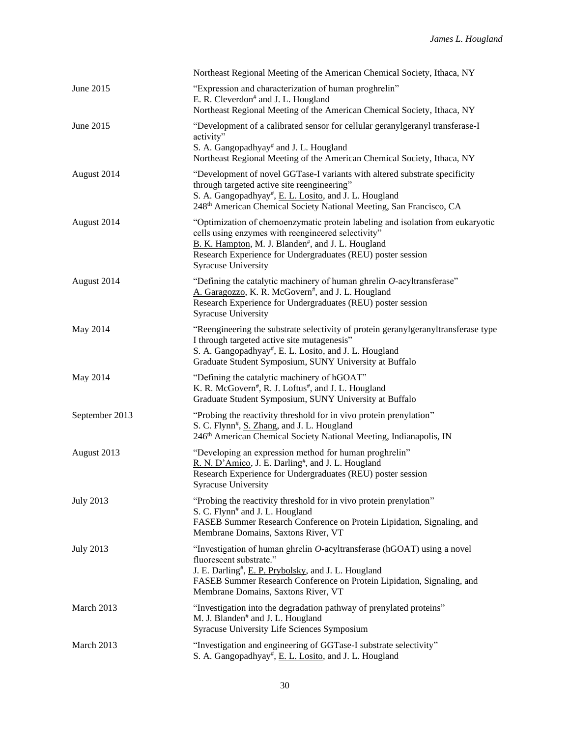| | |
|---|---|
| | Northeast Regional Meeting of the American Chemical Society, Ithaca, NY |
| June 2015 | "Expression and characterization of human proghrelin"<br>E. R. Cleverdon[#] and J. L. Hougland<br>Northeast Regional Meeting of the American Chemical Society, Ithaca, NY |
| June 2015 | "Development of a calibrated sensor for cellular geranylgeranyl transferase-I activity"<br>S. A. Gangopadhyay[#] and J. L. Hougland<br>Northeast Regional Meeting of the American Chemical Society, Ithaca, NY |
| August 2014 | "Development of novel GGTase-I variants with altered substrate specificity through targeted active site reengineering"<br>S. A. Gangopadhyay[#], <u>E. L. Losito</u>, and J. L. Hougland<br>248th American Chemical Society National Meeting, San Francisco, CA |
| August 2014 | "Optimization of chemoenzymatic protein labeling and isolation from eukaryotic cells using enzymes with reengineered selectivity"<br><u>B. K. Hampton</u>, M. J. Blanden[#], and J. L. Hougland<br>Research Experience for Undergraduates (REU) poster session<br>Syracuse University |
| August 2014 | "Defining the catalytic machinery of human ghrelin *O*-acyltransferase"<br><u>A. Garagozzo</u>, K. R. McGovern[#], and J. L. Hougland<br>Research Experience for Undergraduates (REU) poster session<br>Syracuse University |
| May 2014 | "Reengineering the substrate selectivity of protein geranylgeranyltransferase type I through targeted active site mutagenesis"<br>S. A. Gangopadhyay[#], <u>E. L. Losito</u>, and J. L. Hougland<br>Graduate Student Symposium, SUNY University at Buffalo |
| May 2014 | "Defining the catalytic machinery of hGOAT"<br>K. R. McGovern[#], R. J. Loftus[#], and J. L. Hougland<br>Graduate Student Symposium, SUNY University at Buffalo |
| September 2013 | "Probing the reactivity threshold for in vivo protein prenylation"<br>S. C. Flynn[#], <u>S. Zhang</u>, and J. L. Hougland<br>246th American Chemical Society National Meeting, Indianapolis, IN |
| August 2013 | "Developing an expression method for human proghrelin"<br><u>R. N. D'Amico</u>, J. E. Darling[#], and J. L. Hougland<br>Research Experience for Undergraduates (REU) poster session<br>Syracuse University |
| July 2013 | "Probing the reactivity threshold for in vivo protein prenylation"<br>S. C. Flynn[#] and J. L. Hougland<br>FASEB Summer Research Conference on Protein Lipidation, Signaling, and Membrane Domains, Saxtons River, VT |
| July 2013 | "Investigation of human ghrelin *O*-acyltransferase (hGOAT) using a novel fluorescent substrate."<br>J. E. Darling[#], <u>E. P. Prybolsky</u>, and J. L. Hougland<br>FASEB Summer Research Conference on Protein Lipidation, Signaling, and Membrane Domains, Saxtons River, VT |
| March 2013 | "Investigation into the degradation pathway of prenylated proteins"<br>M. J. Blanden[#] and J. L. Hougland<br>Syracuse University Life Sciences Symposium |
| March 2013 | "Investigation and engineering of GGTase-I substrate selectivity"<br>S. A. Gangopadhyay[#], <u>E. L. Losito</u>, and J. L. Hougland |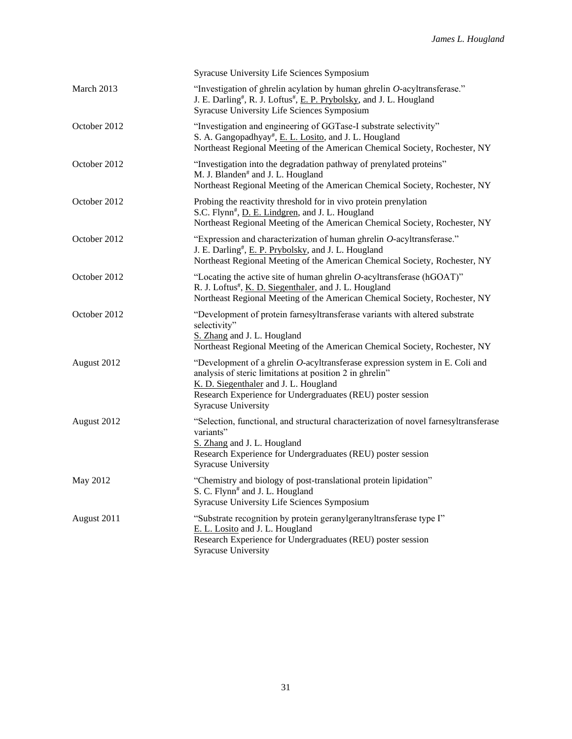| | |
|---|---|
| | Syracuse University Life Sciences Symposium |
| March 2013 | "Investigation of ghrelin acylation by human ghrelin *O*-acyltransferase." J. E. Darling[#], R. J. Loftus[#], E. P. Prybolsky, and J. L. Hougland<br>Syracuse University Life Sciences Symposium |
| October 2012 | "Investigation and engineering of GGTase-I substrate selectivity"<br>S. A. Gangopadhyay[#], E. L. Losito, and J. L. Hougland<br>Northeast Regional Meeting of the American Chemical Society, Rochester, NY |
| October 2012 | "Investigation into the degradation pathway of prenylated proteins"<br>M. J. Blanden[#] and J. L. Hougland<br>Northeast Regional Meeting of the American Chemical Society, Rochester, NY |
| October 2012 | Probing the reactivity threshold for in vivo protein prenylation<br>S.C. Flynn[#], D. E. Lindgren, and J. L. Hougland<br>Northeast Regional Meeting of the American Chemical Society, Rochester, NY |
| October 2012 | "Expression and characterization of human ghrelin *O*-acyltransferase."<br>J. E. Darling[#], E. P. Prybolsky, and J. L. Hougland<br>Northeast Regional Meeting of the American Chemical Society, Rochester, NY |
| October 2012 | "Locating the active site of human ghrelin *O*-acyltransferase (hGOAT)"<br>R. J. Loftus[#], K. D. Siegenthaler, and J. L. Hougland<br>Northeast Regional Meeting of the American Chemical Society, Rochester, NY |
| October 2012 | "Development of protein farnesyltransferase variants with altered substrate selectivity"<br>S. Zhang and J. L. Hougland<br>Northeast Regional Meeting of the American Chemical Society, Rochester, NY |
| August 2012 | "Development of a ghrelin *O*-acyltransferase expression system in E. Coli and analysis of steric limitations at position 2 in ghrelin"<br>K. D. Siegenthaler and J. L. Hougland<br>Research Experience for Undergraduates (REU) poster session<br>Syracuse University |
| August 2012 | "Selection, functional, and structural characterization of novel farnesyltransferase variants"<br>S. Zhang and J. L. Hougland<br>Research Experience for Undergraduates (REU) poster session<br>Syracuse University |
| May 2012 | "Chemistry and biology of post-translational protein lipidation"<br>S. C. Flynn[#] and J. L. Hougland<br>Syracuse University Life Sciences Symposium |
| August 2011 | "Substrate recognition by protein geranylgeranyltransferase type I"<br>E. L. Losito and J. L. Hougland<br>Research Experience for Undergraduates (REU) poster session<br>Syracuse University |